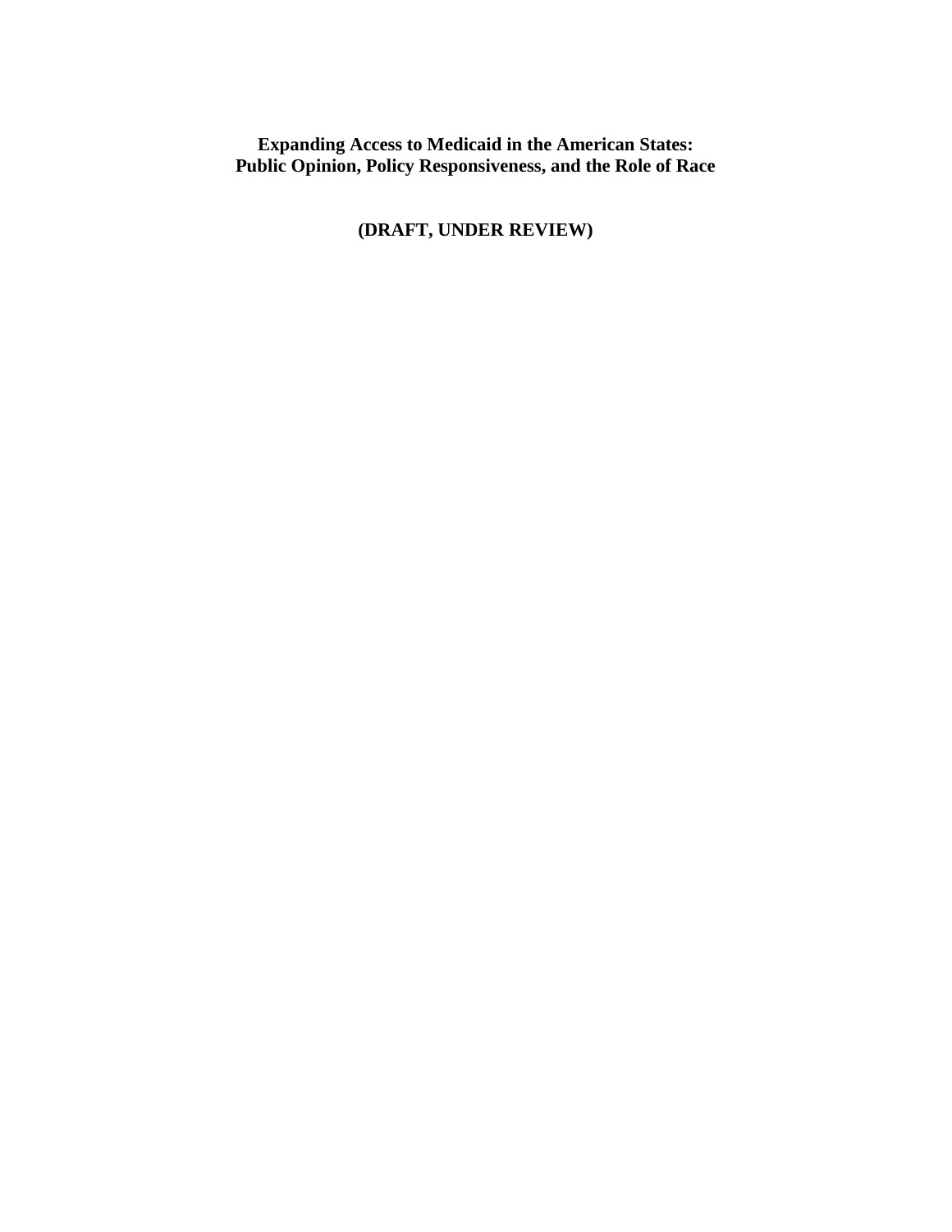# Expanding Access to Medicaid in the American States: Public Opinion, Policy Responsiveness, and the Role of Race

**(DRAFT, UNDER REVIEW)**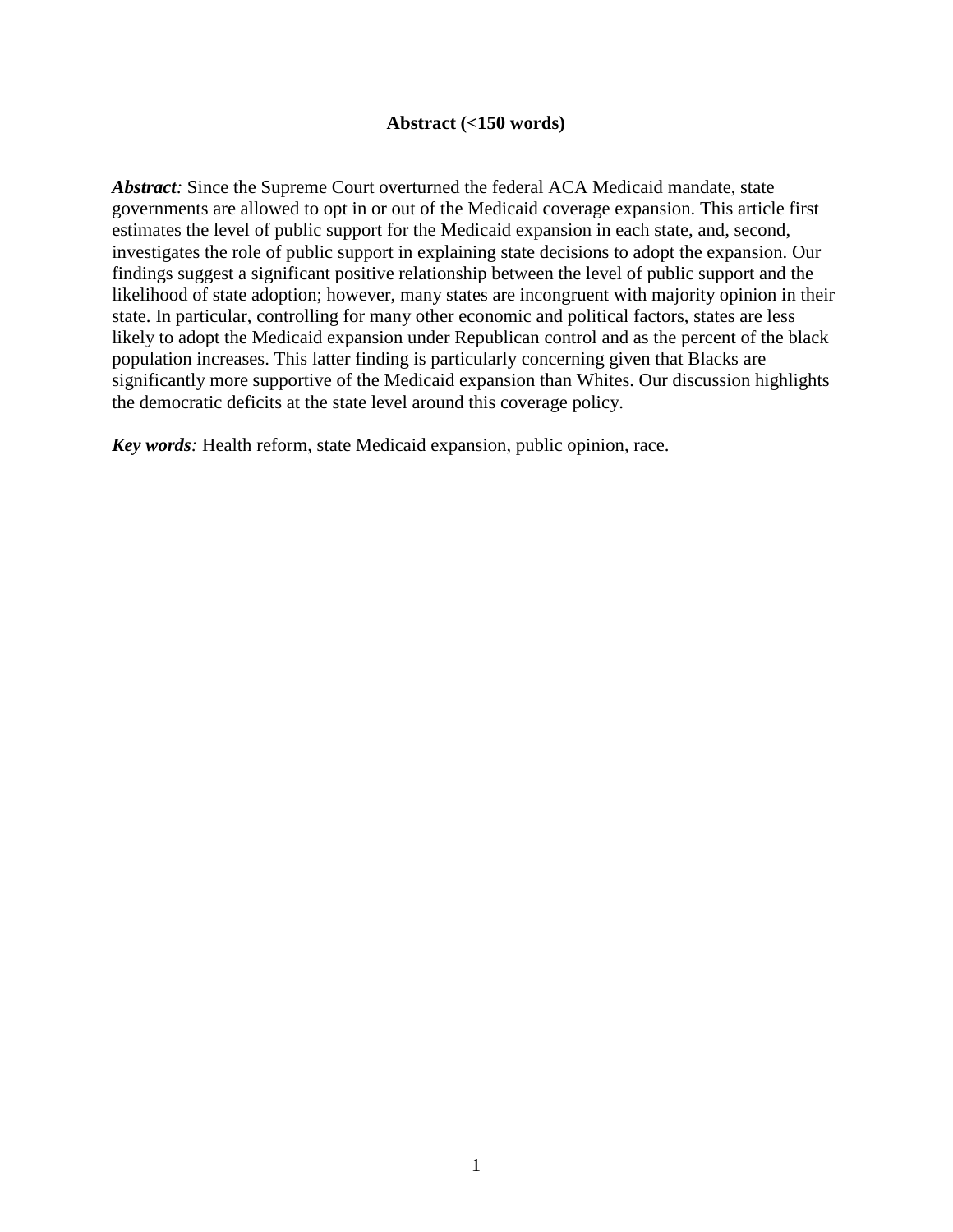**Abstract (<150 words)**

***Abstract**:* Since the Supreme Court overturned the federal ACA Medicaid mandate, state governments are allowed to opt in or out of the Medicaid coverage expansion. This article first estimates the level of public support for the Medicaid expansion in each state, and, second, investigates the role of public support in explaining state decisions to adopt the expansion. Our findings suggest a significant positive relationship between the level of public support and the likelihood of state adoption; however, many states are incongruent with majority opinion in their state. In particular, controlling for many other economic and political factors, states are less likely to adopt the Medicaid expansion under Republican control and as the percent of the black population increases. This latter finding is particularly concerning given that Blacks are significantly more supportive of the Medicaid expansion than Whites. Our discussion highlights the democratic deficits at the state level around this coverage policy.

***Key words**:* Health reform, state Medicaid expansion, public opinion, race.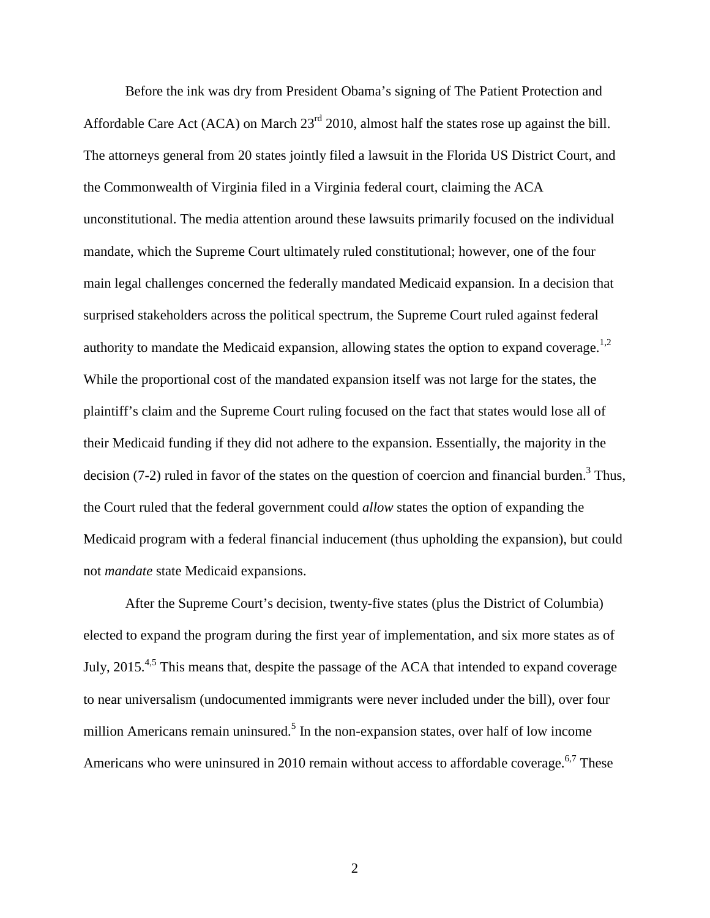Before the ink was dry from President Obama's signing of The Patient Protection and Affordable Care Act (ACA) on March 23rd 2010, almost half the states rose up against the bill. The attorneys general from 20 states jointly filed a lawsuit in the Florida US District Court, and the Commonwealth of Virginia filed in a Virginia federal court, claiming the ACA unconstitutional. The media attention around these lawsuits primarily focused on the individual mandate, which the Supreme Court ultimately ruled constitutional; however, one of the four main legal challenges concerned the federally mandated Medicaid expansion. In a decision that surprised stakeholders across the political spectrum, the Supreme Court ruled against federal authority to mandate the Medicaid expansion, allowing states the option to expand coverage.[1,2] While the proportional cost of the mandated expansion itself was not large for the states, the plaintiff's claim and the Supreme Court ruling focused on the fact that states would lose all of their Medicaid funding if they did not adhere to the expansion. Essentially, the majority in the decision (7-2) ruled in favor of the states on the question of coercion and financial burden.[3] Thus, the Court ruled that the federal government could *allow* states the option of expanding the Medicaid program with a federal financial inducement (thus upholding the expansion), but could not *mandate* state Medicaid expansions.

After the Supreme Court's decision, twenty-five states (plus the District of Columbia) elected to expand the program during the first year of implementation, and six more states as of July, 2015.[4,5] This means that, despite the passage of the ACA that intended to expand coverage to near universalism (undocumented immigrants were never included under the bill), over four million Americans remain uninsured.[5] In the non-expansion states, over half of low income Americans who were uninsured in 2010 remain without access to affordable coverage.[6,7] These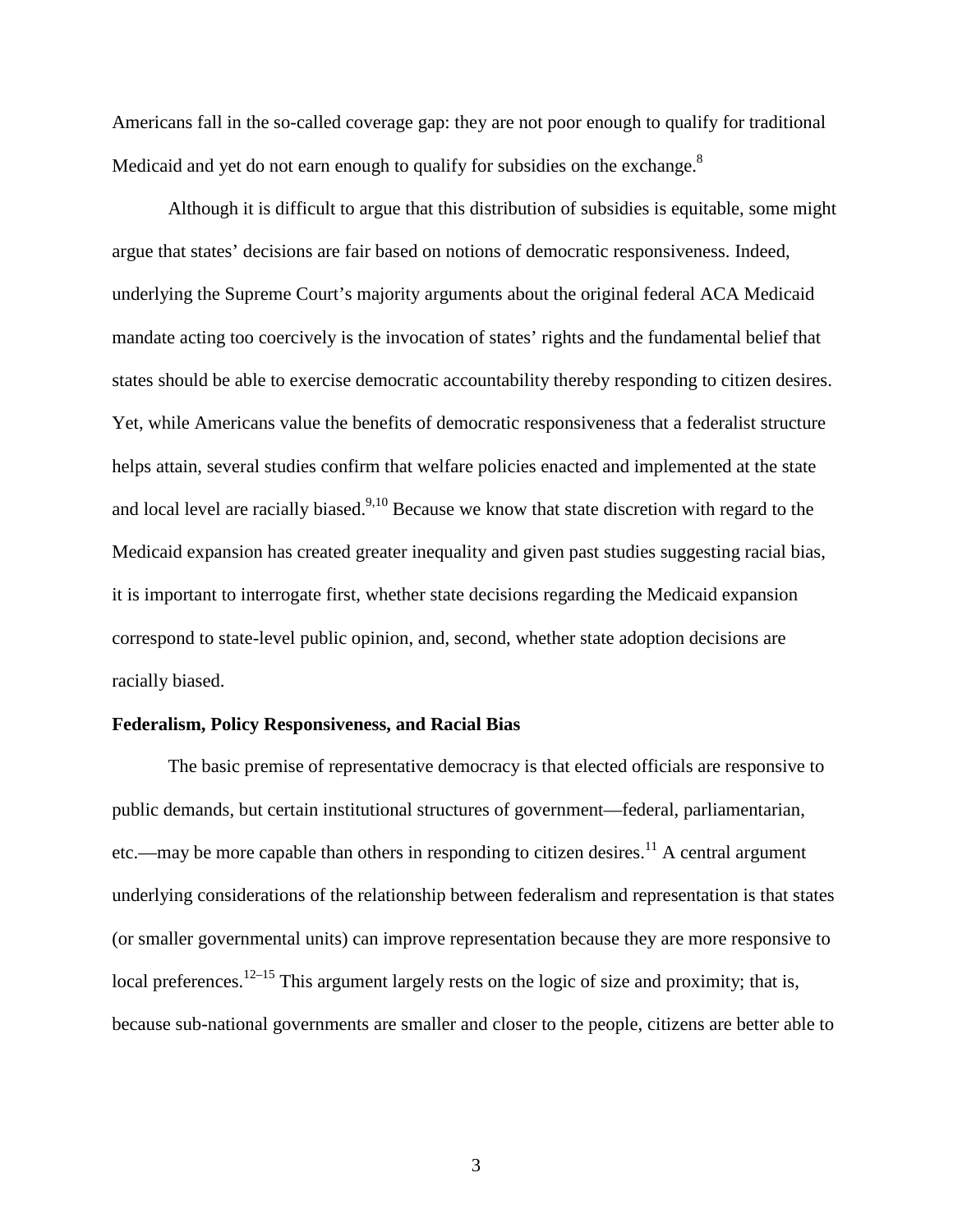Americans fall in the so-called coverage gap: they are not poor enough to qualify for traditional Medicaid and yet do not earn enough to qualify for subsidies on the exchange.[8]

Although it is difficult to argue that this distribution of subsidies is equitable, some might argue that states' decisions are fair based on notions of democratic responsiveness. Indeed, underlying the Supreme Court's majority arguments about the original federal ACA Medicaid mandate acting too coercively is the invocation of states' rights and the fundamental belief that states should be able to exercise democratic accountability thereby responding to citizen desires. Yet, while Americans value the benefits of democratic responsiveness that a federalist structure helps attain, several studies confirm that welfare policies enacted and implemented at the state and local level are racially biased.[9,10] Because we know that state discretion with regard to the Medicaid expansion has created greater inequality and given past studies suggesting racial bias, it is important to interrogate first, whether state decisions regarding the Medicaid expansion correspond to state-level public opinion, and, second, whether state adoption decisions are racially biased.

**Federalism, Policy Responsiveness, and Racial Bias**

The basic premise of representative democracy is that elected officials are responsive to public demands, but certain institutional structures of government—federal, parliamentarian, etc.—may be more capable than others in responding to citizen desires.[11] A central argument underlying considerations of the relationship between federalism and representation is that states (or smaller governmental units) can improve representation because they are more responsive to local preferences.[12–15] This argument largely rests on the logic of size and proximity; that is, because sub-national governments are smaller and closer to the people, citizens are better able to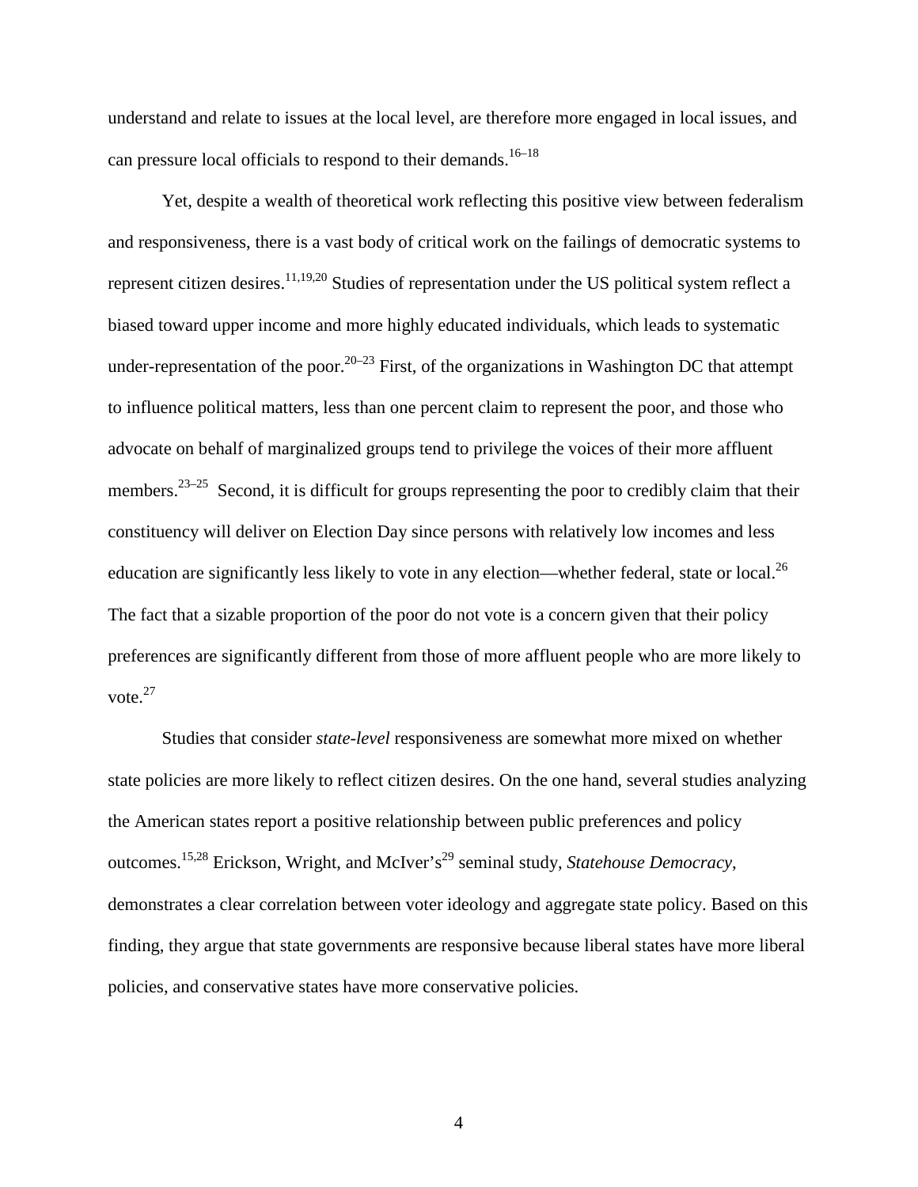understand and relate to issues at the local level, are therefore more engaged in local issues, and can pressure local officials to respond to their demands.[16–18]

Yet, despite a wealth of theoretical work reflecting this positive view between federalism and responsiveness, there is a vast body of critical work on the failings of democratic systems to represent citizen desires.[11,19,20] Studies of representation under the US political system reflect a biased toward upper income and more highly educated individuals, which leads to systematic under-representation of the poor.[20–23] First, of the organizations in Washington DC that attempt to influence political matters, less than one percent claim to represent the poor, and those who advocate on behalf of marginalized groups tend to privilege the voices of their more affluent members.[23–25] Second, it is difficult for groups representing the poor to credibly claim that their constituency will deliver on Election Day since persons with relatively low incomes and less education are significantly less likely to vote in any election—whether federal, state or local.[26] The fact that a sizable proportion of the poor do not vote is a concern given that their policy preferences are significantly different from those of more affluent people who are more likely to vote.[27]

Studies that consider *state-level* responsiveness are somewhat more mixed on whether state policies are more likely to reflect citizen desires. On the one hand, several studies analyzing the American states report a positive relationship between public preferences and policy outcomes.[15,28] Erickson, Wright, and McIver's[29] seminal study, *Statehouse Democracy*, demonstrates a clear correlation between voter ideology and aggregate state policy. Based on this finding, they argue that state governments are responsive because liberal states have more liberal policies, and conservative states have more conservative policies.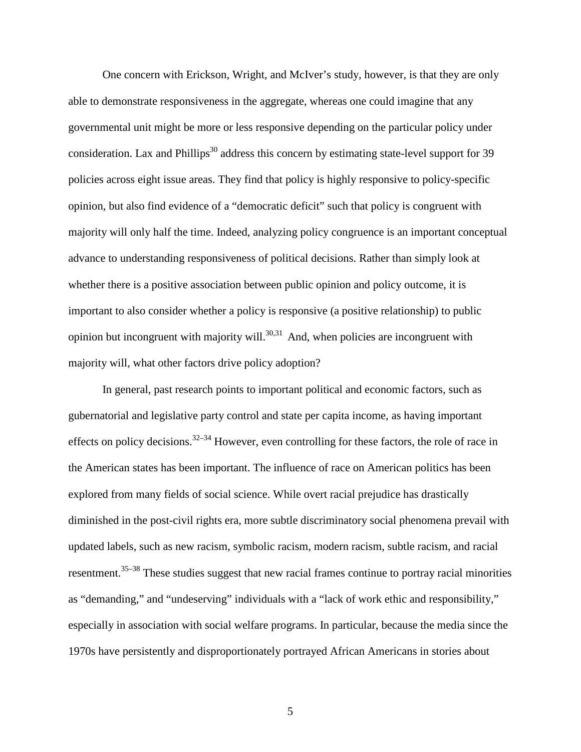One concern with Erickson, Wright, and McIver's study, however, is that they are only able to demonstrate responsiveness in the aggregate, whereas one could imagine that any governmental unit might be more or less responsive depending on the particular policy under consideration. Lax and Phillips[30] address this concern by estimating state-level support for 39 policies across eight issue areas. They find that policy is highly responsive to policy-specific opinion, but also find evidence of a "democratic deficit" such that policy is congruent with majority will only half the time. Indeed, analyzing policy congruence is an important conceptual advance to understanding responsiveness of political decisions. Rather than simply look at whether there is a positive association between public opinion and policy outcome, it is important to also consider whether a policy is responsive (a positive relationship) to public opinion but incongruent with majority will.[30,31] And, when policies are incongruent with majority will, what other factors drive policy adoption?

In general, past research points to important political and economic factors, such as gubernatorial and legislative party control and state per capita income, as having important effects on policy decisions.[32–34] However, even controlling for these factors, the role of race in the American states has been important. The influence of race on American politics has been explored from many fields of social science. While overt racial prejudice has drastically diminished in the post-civil rights era, more subtle discriminatory social phenomena prevail with updated labels, such as new racism, symbolic racism, modern racism, subtle racism, and racial resentment.[35–38] These studies suggest that new racial frames continue to portray racial minorities as "demanding," and "undeserving" individuals with a "lack of work ethic and responsibility," especially in association with social welfare programs. In particular, because the media since the 1970s have persistently and disproportionately portrayed African Americans in stories about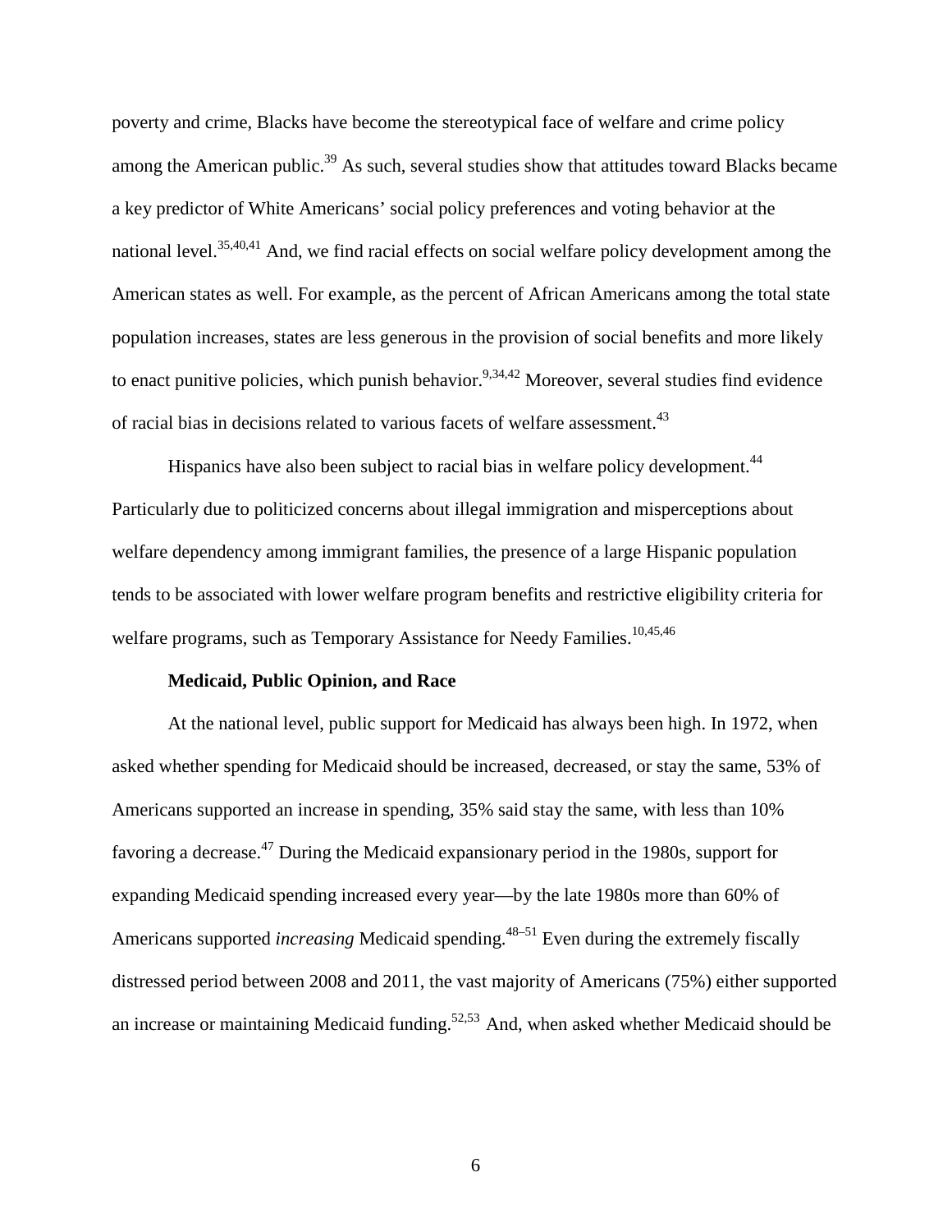poverty and crime, Blacks have become the stereotypical face of welfare and crime policy among the American public.[39] As such, several studies show that attitudes toward Blacks became a key predictor of White Americans' social policy preferences and voting behavior at the national level.[35,40,41] And, we find racial effects on social welfare policy development among the American states as well. For example, as the percent of African Americans among the total state population increases, states are less generous in the provision of social benefits and more likely to enact punitive policies, which punish behavior.[9,34,42] Moreover, several studies find evidence of racial bias in decisions related to various facets of welfare assessment.[43]

Hispanics have also been subject to racial bias in welfare policy development.[44] Particularly due to politicized concerns about illegal immigration and misperceptions about welfare dependency among immigrant families, the presence of a large Hispanic population tends to be associated with lower welfare program benefits and restrictive eligibility criteria for welfare programs, such as Temporary Assistance for Needy Families.[10,45,46]

### Medicaid, Public Opinion, and Race

At the national level, public support for Medicaid has always been high. In 1972, when asked whether spending for Medicaid should be increased, decreased, or stay the same, 53% of Americans supported an increase in spending, 35% said stay the same, with less than 10% favoring a decrease.[47] During the Medicaid expansionary period in the 1980s, support for expanding Medicaid spending increased every year—by the late 1980s more than 60% of Americans supported *increasing* Medicaid spending.[48–51] Even during the extremely fiscally distressed period between 2008 and 2011, the vast majority of Americans (75%) either supported an increase or maintaining Medicaid funding.[52,53] And, when asked whether Medicaid should be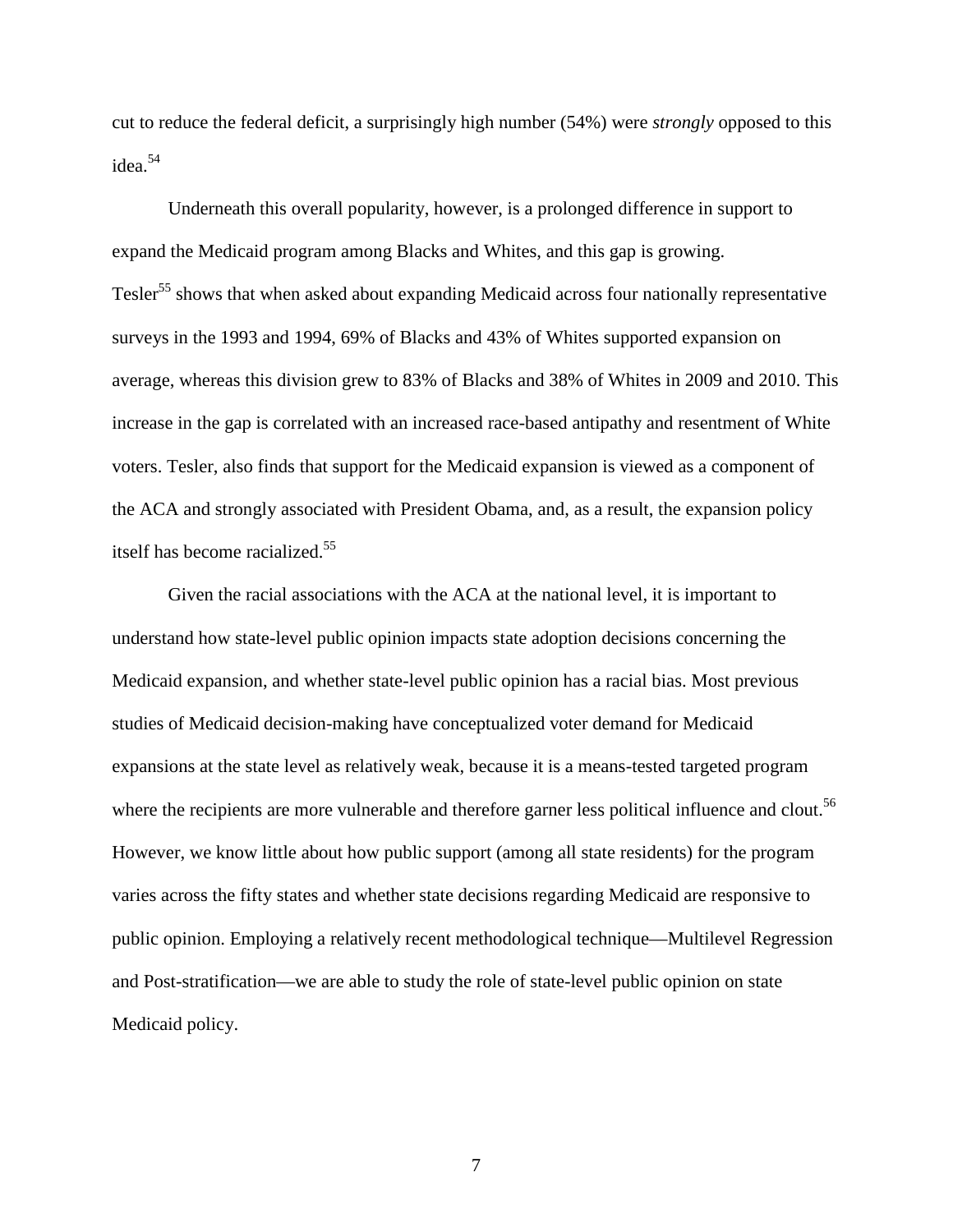cut to reduce the federal deficit, a surprisingly high number (54%) were *strongly* opposed to this idea.[54]

Underneath this overall popularity, however, is a prolonged difference in support to expand the Medicaid program among Blacks and Whites, and this gap is growing. Tesler[55] shows that when asked about expanding Medicaid across four nationally representative surveys in the 1993 and 1994, 69% of Blacks and 43% of Whites supported expansion on average, whereas this division grew to 83% of Blacks and 38% of Whites in 2009 and 2010. This increase in the gap is correlated with an increased race-based antipathy and resentment of White voters. Tesler, also finds that support for the Medicaid expansion is viewed as a component of the ACA and strongly associated with President Obama, and, as a result, the expansion policy itself has become racialized.[55]

Given the racial associations with the ACA at the national level, it is important to understand how state-level public opinion impacts state adoption decisions concerning the Medicaid expansion, and whether state-level public opinion has a racial bias. Most previous studies of Medicaid decision-making have conceptualized voter demand for Medicaid expansions at the state level as relatively weak, because it is a means-tested targeted program where the recipients are more vulnerable and therefore garner less political influence and clout.[56] However, we know little about how public support (among all state residents) for the program varies across the fifty states and whether state decisions regarding Medicaid are responsive to public opinion. Employing a relatively recent methodological technique—Multilevel Regression and Post-stratification—we are able to study the role of state-level public opinion on state Medicaid policy.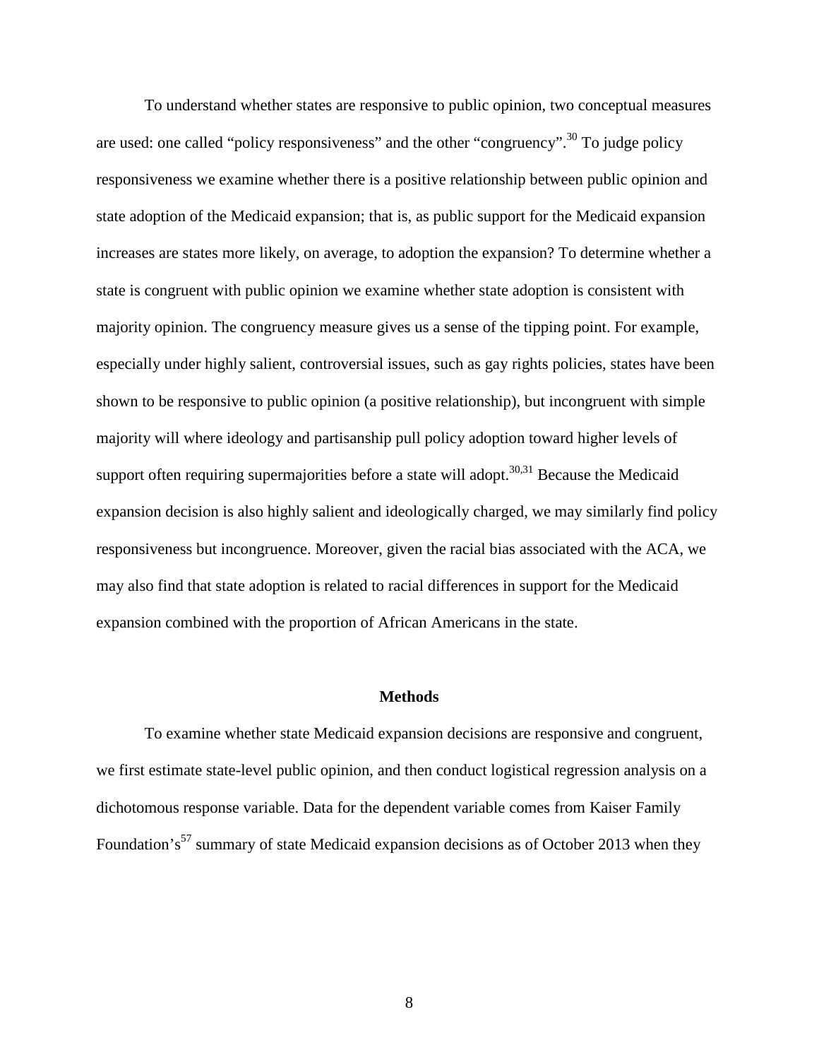To understand whether states are responsive to public opinion, two conceptual measures are used: one called "policy responsiveness" and the other "congruency".[30] To judge policy responsiveness we examine whether there is a positive relationship between public opinion and state adoption of the Medicaid expansion; that is, as public support for the Medicaid expansion increases are states more likely, on average, to adoption the expansion? To determine whether a state is congruent with public opinion we examine whether state adoption is consistent with majority opinion. The congruency measure gives us a sense of the tipping point. For example, especially under highly salient, controversial issues, such as gay rights policies, states have been shown to be responsive to public opinion (a positive relationship), but incongruent with simple majority will where ideology and partisanship pull policy adoption toward higher levels of support often requiring supermajorities before a state will adopt.[30,31] Because the Medicaid expansion decision is also highly salient and ideologically charged, we may similarly find policy responsiveness but incongruence. Moreover, given the racial bias associated with the ACA, we may also find that state adoption is related to racial differences in support for the Medicaid expansion combined with the proportion of African Americans in the state.

## Methods

To examine whether state Medicaid expansion decisions are responsive and congruent, we first estimate state-level public opinion, and then conduct logistical regression analysis on a dichotomous response variable. Data for the dependent variable comes from Kaiser Family Foundation's[57] summary of state Medicaid expansion decisions as of October 2013 when they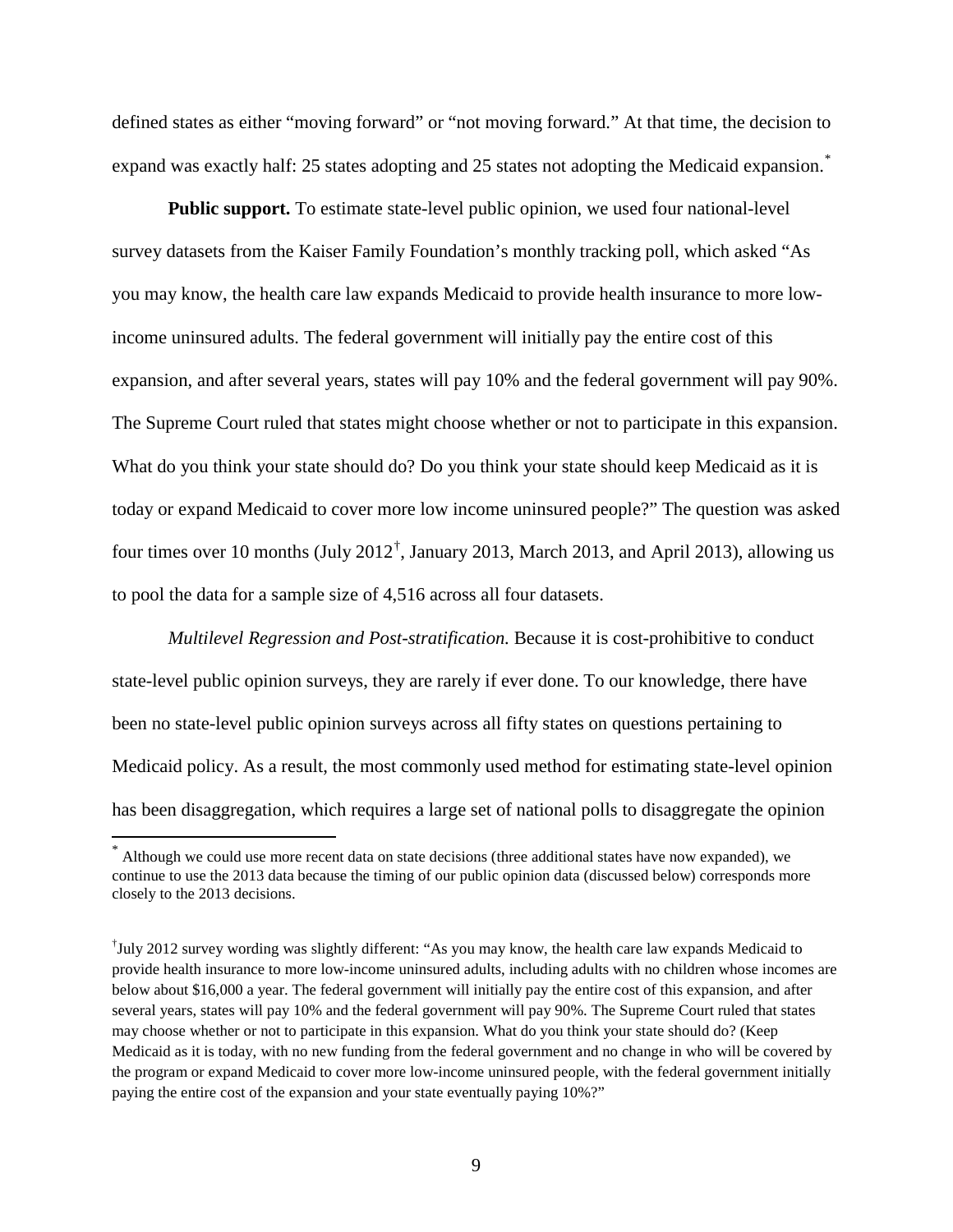defined states as either "moving forward" or "not moving forward." At that time, the decision to expand was exactly half: 25 states adopting and 25 states not adopting the Medicaid expansion.[*]

**Public support.** To estimate state-level public opinion, we used four national-level survey datasets from the Kaiser Family Foundation's monthly tracking poll, which asked "As you may know, the health care law expands Medicaid to provide health insurance to more low-income uninsured adults. The federal government will initially pay the entire cost of this expansion, and after several years, states will pay 10% and the federal government will pay 90%. The Supreme Court ruled that states might choose whether or not to participate in this expansion. What do you think your state should do? Do you think your state should keep Medicaid as it is today or expand Medicaid to cover more low income uninsured people?" The question was asked four times over 10 months (July 2012[†], January 2013, March 2013, and April 2013), allowing us to pool the data for a sample size of 4,516 across all four datasets.

*Multilevel Regression and Post-stratification.* Because it is cost-prohibitive to conduct state-level public opinion surveys, they are rarely if ever done. To our knowledge, there have been no state-level public opinion surveys across all fifty states on questions pertaining to Medicaid policy. As a result, the most commonly used method for estimating state-level opinion has been disaggregation, which requires a large set of national polls to disaggregate the opinion

---

[*] Although we could use more recent data on state decisions (three additional states have now expanded), we continue to use the 2013 data because the timing of our public opinion data (discussed below) corresponds more closely to the 2013 decisions.

[†] July 2012 survey wording was slightly different: "As you may know, the health care law expands Medicaid to provide health insurance to more low-income uninsured adults, including adults with no children whose incomes are below about $16,000 a year. The federal government will initially pay the entire cost of this expansion, and after several years, states will pay 10% and the federal government will pay 90%. The Supreme Court ruled that states may choose whether or not to participate in this expansion. What do you think your state should do? (Keep Medicaid as it is today, with no new funding from the federal government and no change in who will be covered by the program or expand Medicaid to cover more low-income uninsured people, with the federal government initially paying the entire cost of the expansion and your state eventually paying 10%?"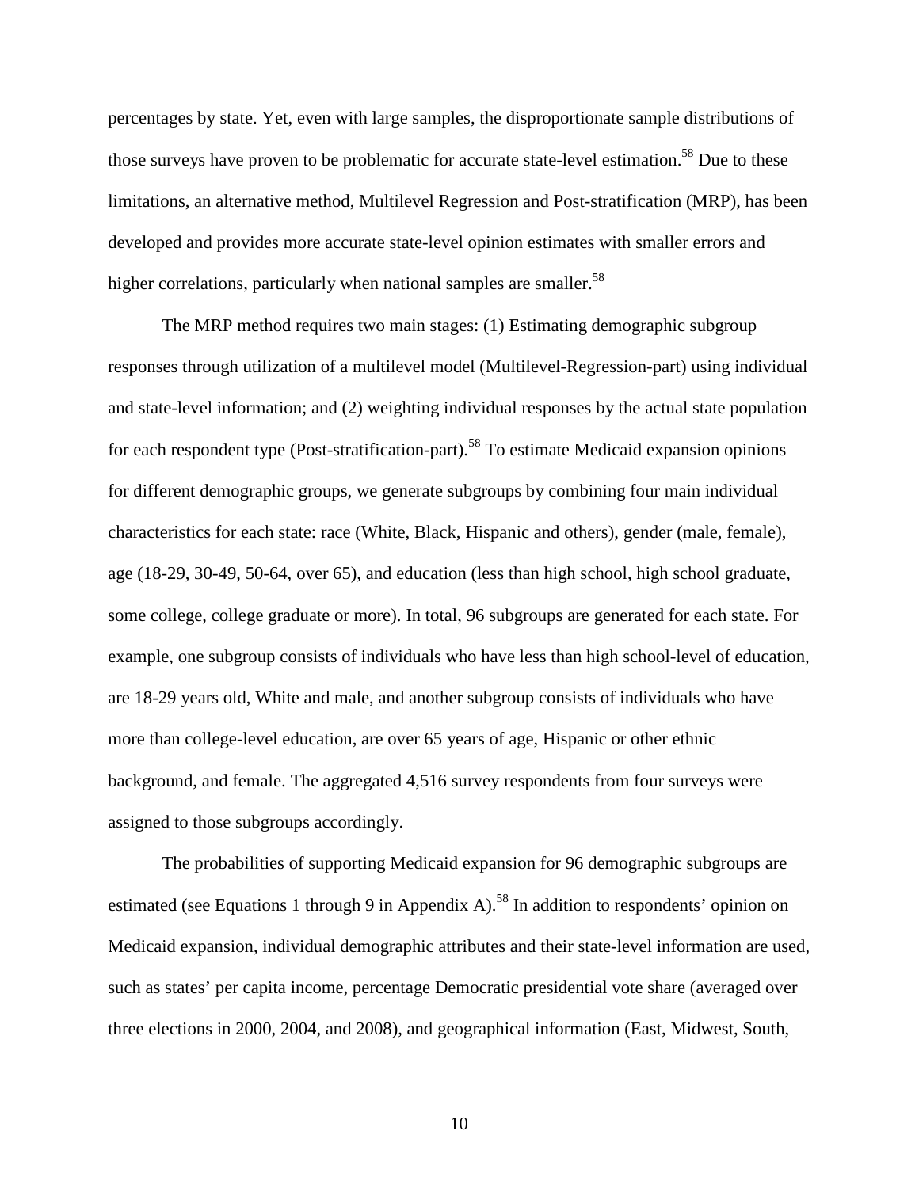percentages by state. Yet, even with large samples, the disproportionate sample distributions of those surveys have proven to be problematic for accurate state-level estimation.[58] Due to these limitations, an alternative method, Multilevel Regression and Post-stratification (MRP), has been developed and provides more accurate state-level opinion estimates with smaller errors and higher correlations, particularly when national samples are smaller.[58]

The MRP method requires two main stages: (1) Estimating demographic subgroup responses through utilization of a multilevel model (Multilevel-Regression-part) using individual and state-level information; and (2) weighting individual responses by the actual state population for each respondent type (Post-stratification-part).[58] To estimate Medicaid expansion opinions for different demographic groups, we generate subgroups by combining four main individual characteristics for each state: race (White, Black, Hispanic and others), gender (male, female), age (18-29, 30-49, 50-64, over 65), and education (less than high school, high school graduate, some college, college graduate or more). In total, 96 subgroups are generated for each state. For example, one subgroup consists of individuals who have less than high school-level of education, are 18-29 years old, White and male, and another subgroup consists of individuals who have more than college-level education, are over 65 years of age, Hispanic or other ethnic background, and female. The aggregated 4,516 survey respondents from four surveys were assigned to those subgroups accordingly.

The probabilities of supporting Medicaid expansion for 96 demographic subgroups are estimated (see Equations 1 through 9 in Appendix A).[58] In addition to respondents' opinion on Medicaid expansion, individual demographic attributes and their state-level information are used, such as states' per capita income, percentage Democratic presidential vote share (averaged over three elections in 2000, 2004, and 2008), and geographical information (East, Midwest, South,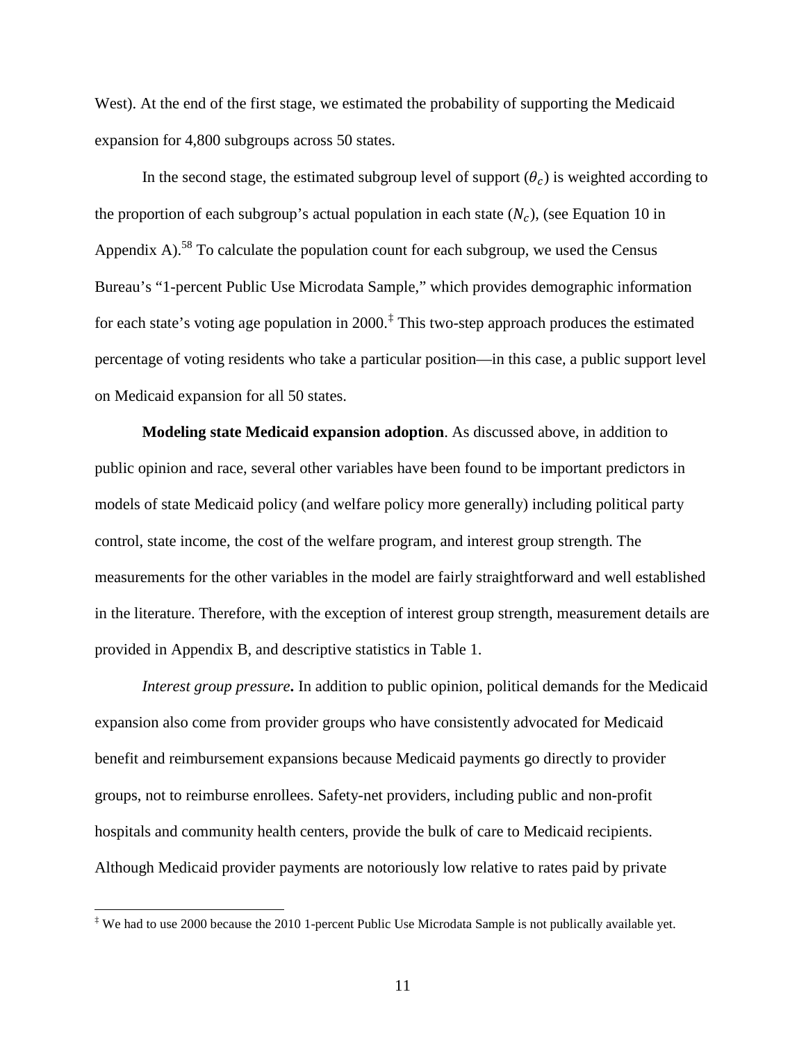West). At the end of the first stage, we estimated the probability of supporting the Medicaid expansion for 4,800 subgroups across 50 states.

In the second stage, the estimated subgroup level of support ($\theta_c$) is weighted according to the proportion of each subgroup's actual population in each state ($N_c$), (see Equation 10 in Appendix A).[58] To calculate the population count for each subgroup, we used the Census Bureau's "1-percent Public Use Microdata Sample," which provides demographic information for each state's voting age population in 2000.[‡] This two-step approach produces the estimated percentage of voting residents who take a particular position—in this case, a public support level on Medicaid expansion for all 50 states.

**Modeling state Medicaid expansion adoption**. As discussed above, in addition to public opinion and race, several other variables have been found to be important predictors in models of state Medicaid policy (and welfare policy more generally) including political party control, state income, the cost of the welfare program, and interest group strength. The measurements for the other variables in the model are fairly straightforward and well established in the literature. Therefore, with the exception of interest group strength, measurement details are provided in Appendix B, and descriptive statistics in Table 1.

***Interest group pressure*.** In addition to public opinion, political demands for the Medicaid expansion also come from provider groups who have consistently advocated for Medicaid benefit and reimbursement expansions because Medicaid payments go directly to provider groups, not to reimburse enrollees. Safety-net providers, including public and non-profit hospitals and community health centers, provide the bulk of care to Medicaid recipients. Although Medicaid provider payments are notoriously low relative to rates paid by private

[‡] We had to use 2000 because the 2010 1-percent Public Use Microdata Sample is not publically available yet.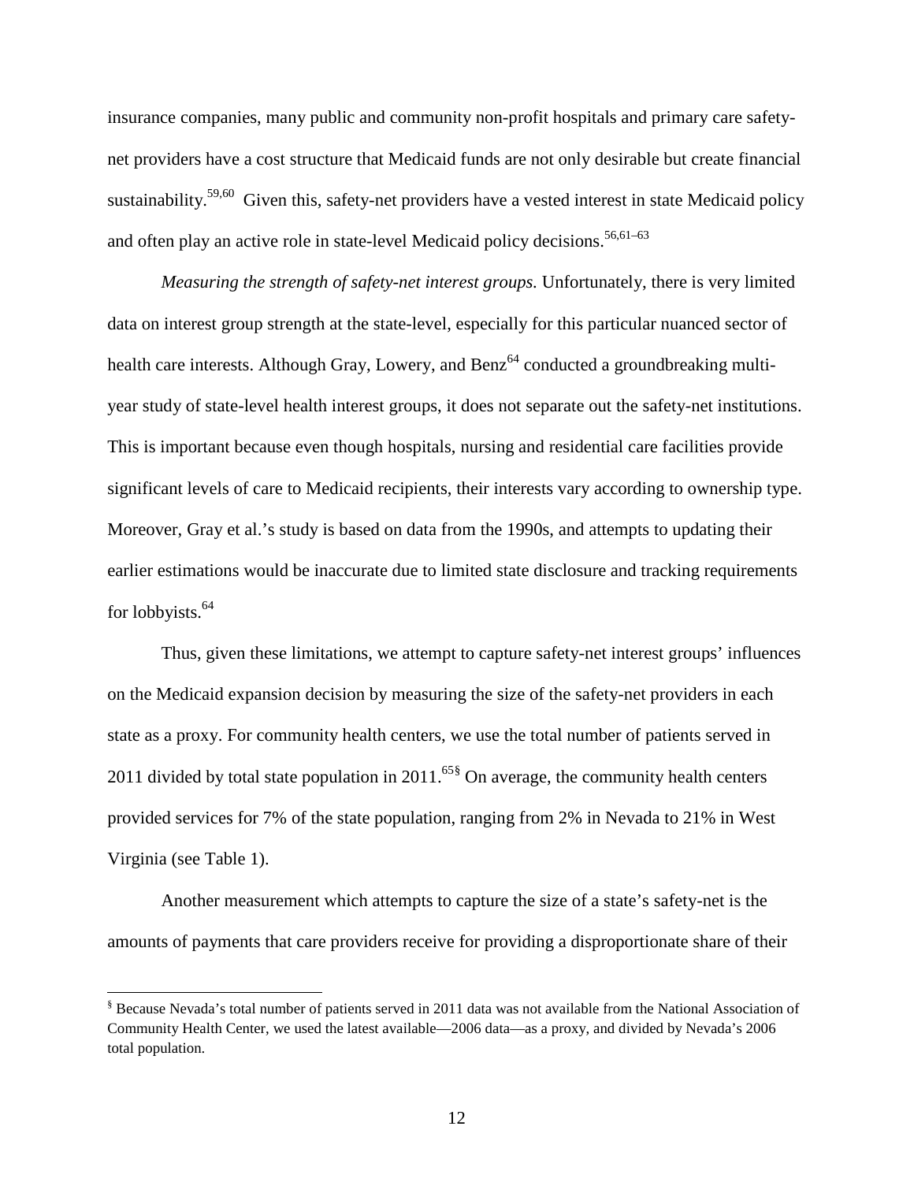insurance companies, many public and community non-profit hospitals and primary care safety-net providers have a cost structure that Medicaid funds are not only desirable but create financial sustainability.[59,60] Given this, safety-net providers have a vested interest in state Medicaid policy and often play an active role in state-level Medicaid policy decisions.[56,61–63]

*Measuring the strength of safety-net interest groups.* Unfortunately, there is very limited data on interest group strength at the state-level, especially for this particular nuanced sector of health care interests. Although Gray, Lowery, and Benz[64] conducted a groundbreaking multi-year study of state-level health interest groups, it does not separate out the safety-net institutions. This is important because even though hospitals, nursing and residential care facilities provide significant levels of care to Medicaid recipients, their interests vary according to ownership type. Moreover, Gray et al.'s study is based on data from the 1990s, and attempts to updating their earlier estimations would be inaccurate due to limited state disclosure and tracking requirements for lobbyists.[64]

Thus, given these limitations, we attempt to capture safety-net interest groups' influences on the Medicaid expansion decision by measuring the size of the safety-net providers in each state as a proxy. For community health centers, we use the total number of patients served in 2011 divided by total state population in 2011.[65§] On average, the community health centers provided services for 7% of the state population, ranging from 2% in Nevada to 21% in West Virginia (see Table 1).

Another measurement which attempts to capture the size of a state's safety-net is the amounts of payments that care providers receive for providing a disproportionate share of their

[§] Because Nevada's total number of patients served in 2011 data was not available from the National Association of Community Health Center, we used the latest available—2006 data—as a proxy, and divided by Nevada's 2006 total population.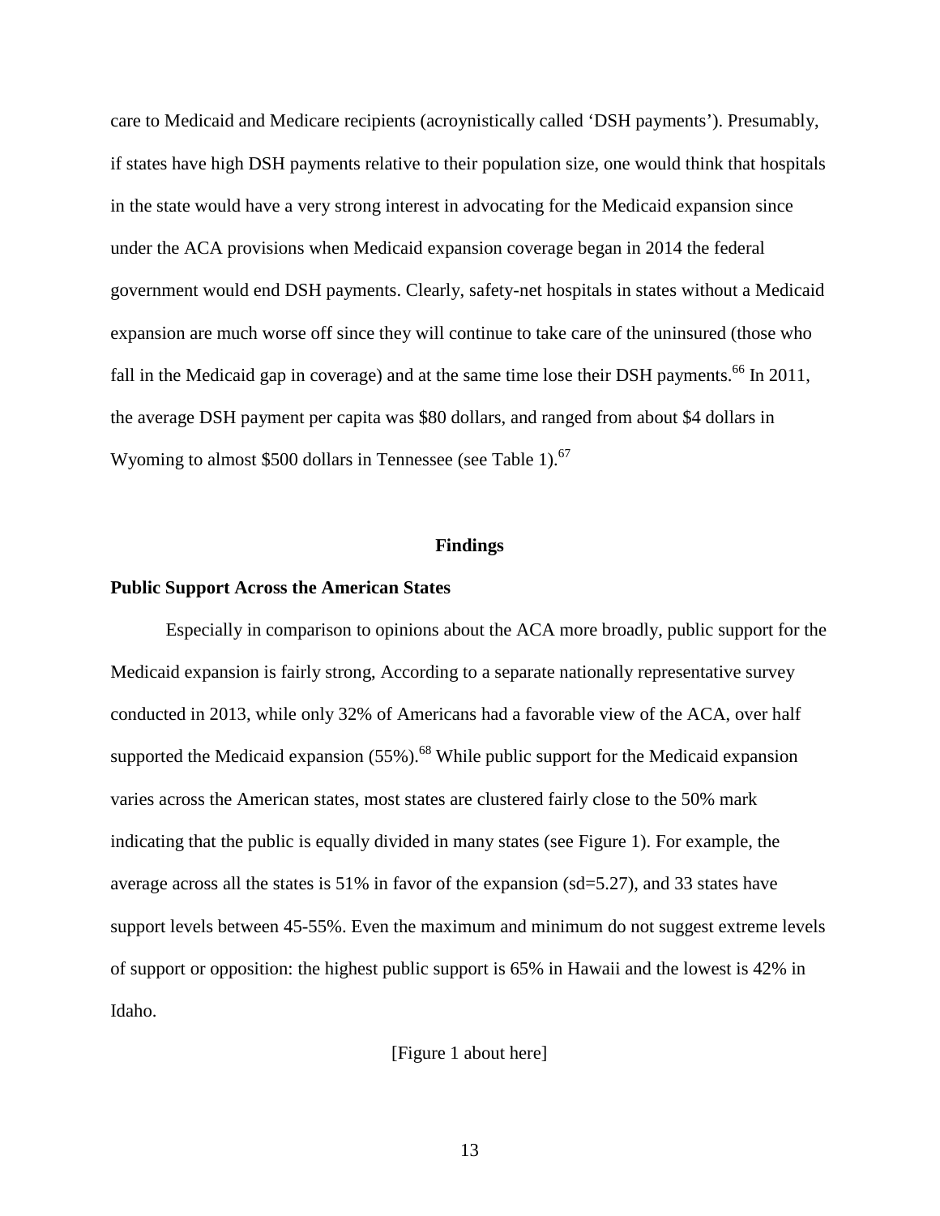care to Medicaid and Medicare recipients (acroynistically called 'DSH payments'). Presumably, if states have high DSH payments relative to their population size, one would think that hospitals in the state would have a very strong interest in advocating for the Medicaid expansion since under the ACA provisions when Medicaid expansion coverage began in 2014 the federal government would end DSH payments. Clearly, safety-net hospitals in states without a Medicaid expansion are much worse off since they will continue to take care of the uninsured (those who fall in the Medicaid gap in coverage) and at the same time lose their DSH payments.[66] In 2011, the average DSH payment per capita was $80 dollars, and ranged from about $4 dollars in Wyoming to almost $500 dollars in Tennessee (see Table 1).[67]

## Findings

### Public Support Across the American States

Especially in comparison to opinions about the ACA more broadly, public support for the Medicaid expansion is fairly strong, According to a separate nationally representative survey conducted in 2013, while only 32% of Americans had a favorable view of the ACA, over half supported the Medicaid expansion (55%).[68] While public support for the Medicaid expansion varies across the American states, most states are clustered fairly close to the 50% mark indicating that the public is equally divided in many states (see Figure 1). For example, the average across all the states is 51% in favor of the expansion (sd=5.27), and 33 states have support levels between 45-55%. Even the maximum and minimum do not suggest extreme levels of support or opposition: the highest public support is 65% in Hawaii and the lowest is 42% in Idaho.

[Figure 1 about here]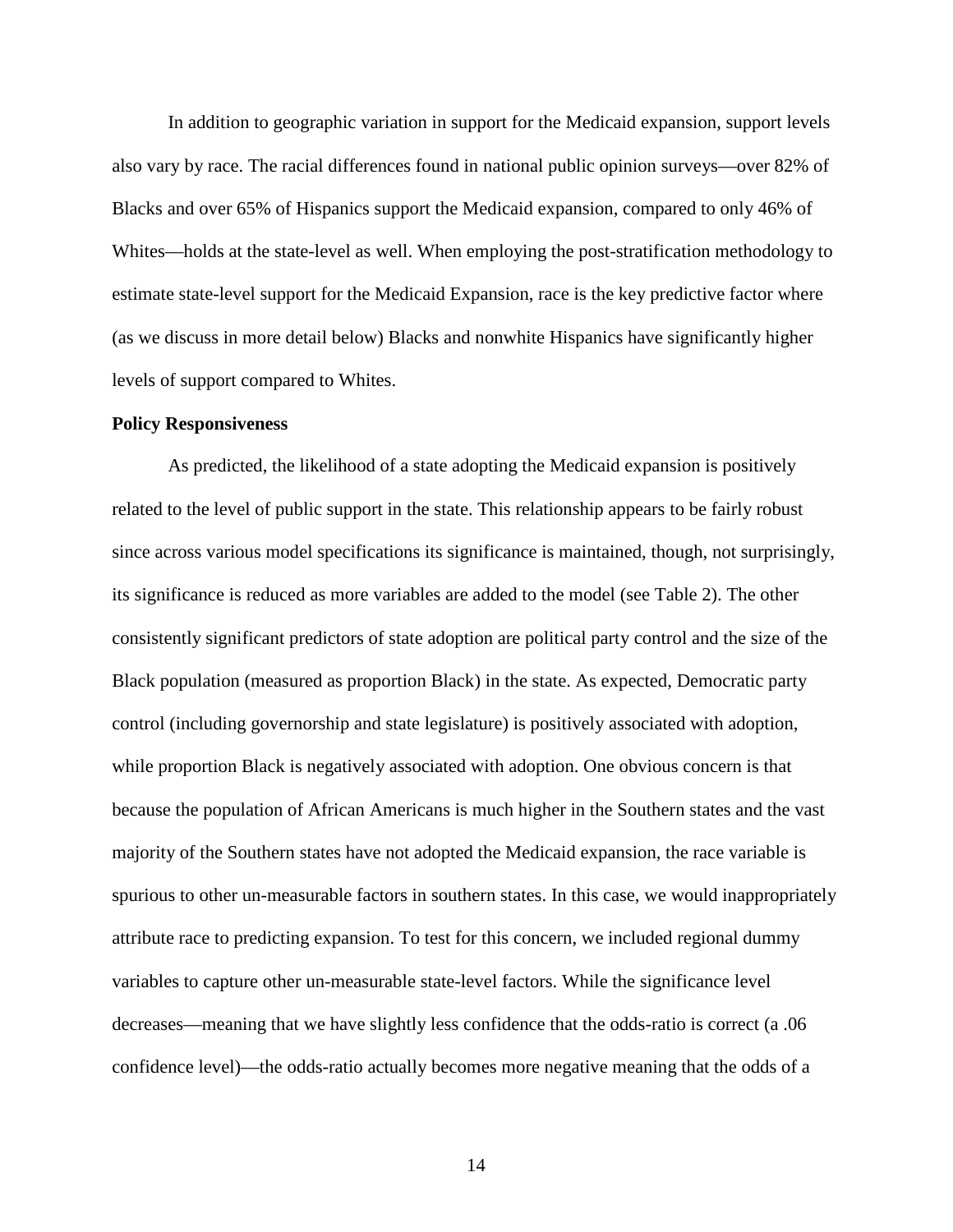In addition to geographic variation in support for the Medicaid expansion, support levels also vary by race. The racial differences found in national public opinion surveys—over 82% of Blacks and over 65% of Hispanics support the Medicaid expansion, compared to only 46% of Whites—holds at the state-level as well. When employing the post-stratification methodology to estimate state-level support for the Medicaid Expansion, race is the key predictive factor where (as we discuss in more detail below) Blacks and nonwhite Hispanics have significantly higher levels of support compared to Whites.

**Policy Responsiveness**

As predicted, the likelihood of a state adopting the Medicaid expansion is positively related to the level of public support in the state. This relationship appears to be fairly robust since across various model specifications its significance is maintained, though, not surprisingly, its significance is reduced as more variables are added to the model (see Table 2). The other consistently significant predictors of state adoption are political party control and the size of the Black population (measured as proportion Black) in the state. As expected, Democratic party control (including governorship and state legislature) is positively associated with adoption, while proportion Black is negatively associated with adoption. One obvious concern is that because the population of African Americans is much higher in the Southern states and the vast majority of the Southern states have not adopted the Medicaid expansion, the race variable is spurious to other un-measurable factors in southern states. In this case, we would inappropriately attribute race to predicting expansion. To test for this concern, we included regional dummy variables to capture other un-measurable state-level factors. While the significance level decreases—meaning that we have slightly less confidence that the odds-ratio is correct (a .06 confidence level)—the odds-ratio actually becomes more negative meaning that the odds of a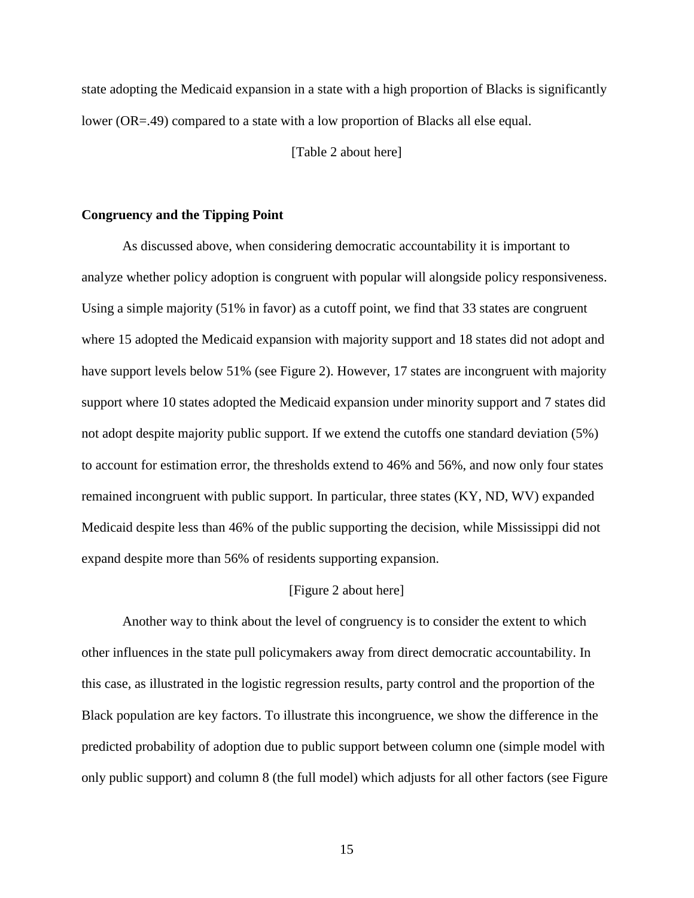state adopting the Medicaid expansion in a state with a high proportion of Blacks is significantly lower (OR=.49) compared to a state with a low proportion of Blacks all else equal.

[Table 2 about here]

## Congruency and the Tipping Point

As discussed above, when considering democratic accountability it is important to analyze whether policy adoption is congruent with popular will alongside policy responsiveness. Using a simple majority (51% in favor) as a cutoff point, we find that 33 states are congruent where 15 adopted the Medicaid expansion with majority support and 18 states did not adopt and have support levels below 51% (see Figure 2). However, 17 states are incongruent with majority support where 10 states adopted the Medicaid expansion under minority support and 7 states did not adopt despite majority public support. If we extend the cutoffs one standard deviation (5%) to account for estimation error, the thresholds extend to 46% and 56%, and now only four states remained incongruent with public support. In particular, three states (KY, ND, WV) expanded Medicaid despite less than 46% of the public supporting the decision, while Mississippi did not expand despite more than 56% of residents supporting expansion.

[Figure 2 about here]

Another way to think about the level of congruency is to consider the extent to which other influences in the state pull policymakers away from direct democratic accountability. In this case, as illustrated in the logistic regression results, party control and the proportion of the Black population are key factors. To illustrate this incongruence, we show the difference in the predicted probability of adoption due to public support between column one (simple model with only public support) and column 8 (the full model) which adjusts for all other factors (see Figure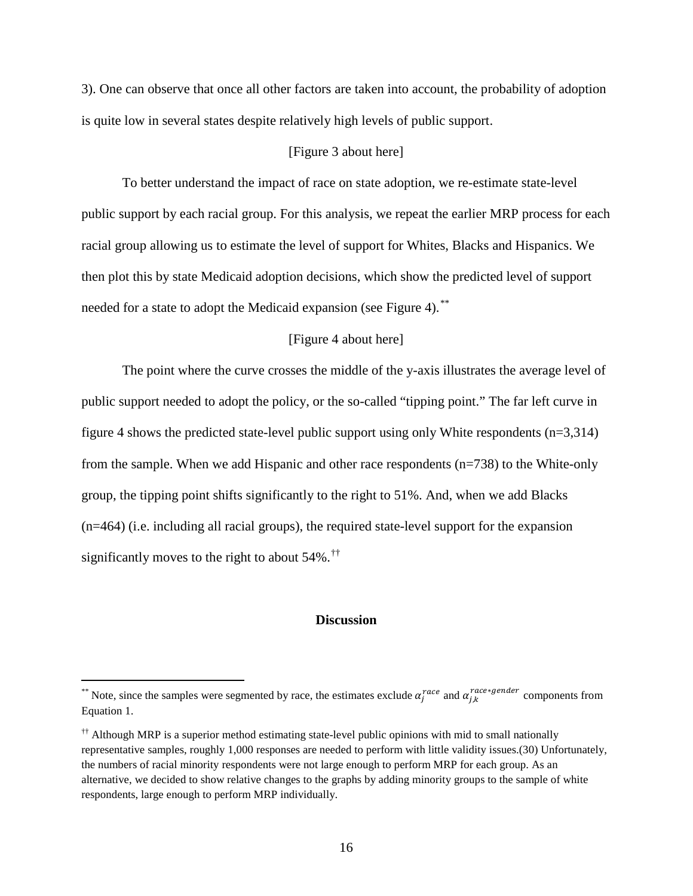3). One can observe that once all other factors are taken into account, the probability of adoption is quite low in several states despite relatively high levels of public support.

[Figure 3 about here]

To better understand the impact of race on state adoption, we re-estimate state-level public support by each racial group. For this analysis, we repeat the earlier MRP process for each racial group allowing us to estimate the level of support for Whites, Blacks and Hispanics. We then plot this by state Medicaid adoption decisions, which show the predicted level of support needed for a state to adopt the Medicaid expansion (see Figure 4).[**]

[Figure 4 about here]

The point where the curve crosses the middle of the y-axis illustrates the average level of public support needed to adopt the policy, or the so-called "tipping point." The far left curve in figure 4 shows the predicted state-level public support using only White respondents (n=3,314) from the sample. When we add Hispanic and other race respondents (n=738) to the White-only group, the tipping point shifts significantly to the right to 51%. And, when we add Blacks (n=464) (i.e. including all racial groups), the required state-level support for the expansion significantly moves to the right to about 54%.[††]

## Discussion

---

[**] Note, since the samples were segmented by race, the estimates exclude $\alpha_j^{race}$ and $\alpha_{j,k}^{race*gender}$ components from Equation 1.

[††] Although MRP is a superior method estimating state-level public opinions with mid to small nationally representative samples, roughly 1,000 responses are needed to perform with little validity issues.(30) Unfortunately, the numbers of racial minority respondents were not large enough to perform MRP for each group. As an alternative, we decided to show relative changes to the graphs by adding minority groups to the sample of white respondents, large enough to perform MRP individually.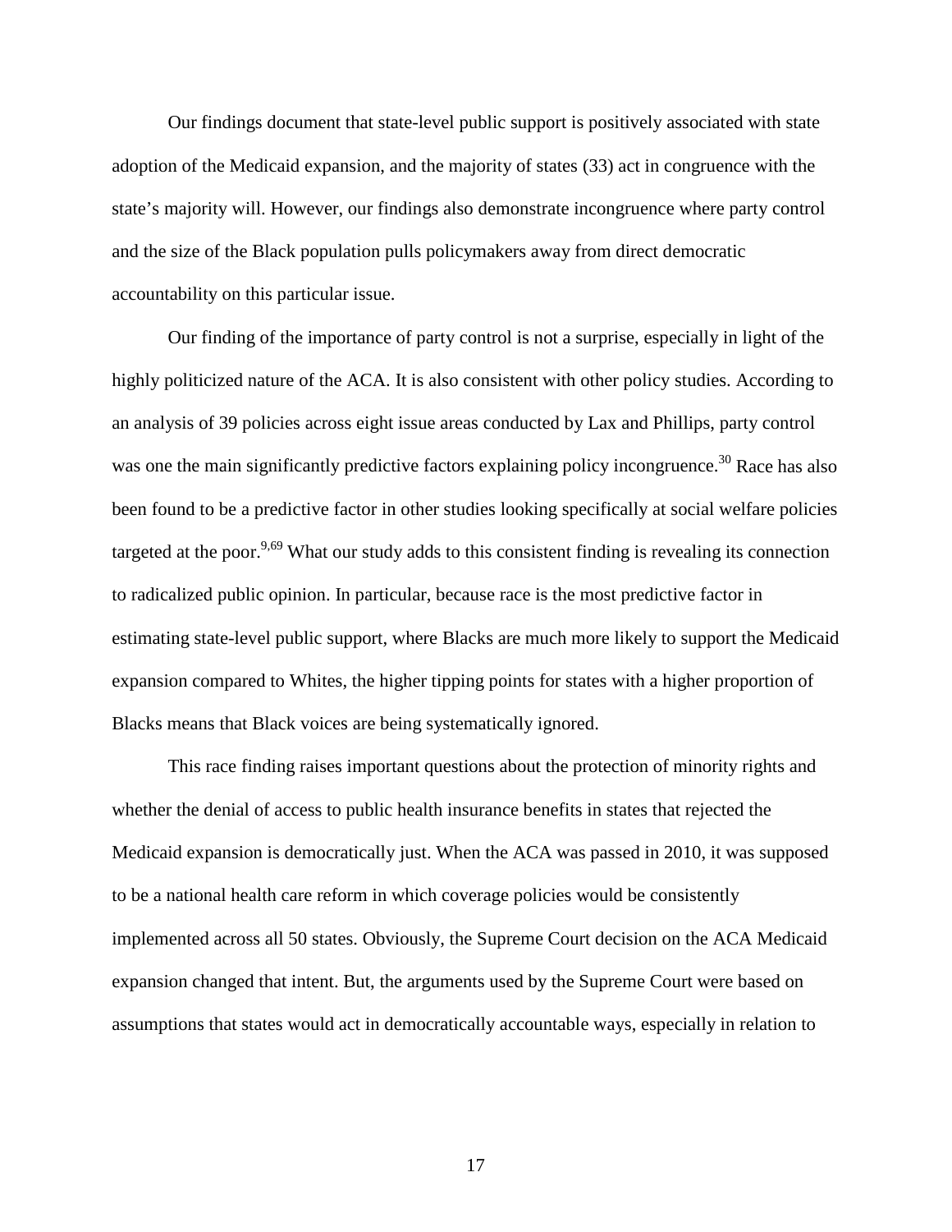Our findings document that state-level public support is positively associated with state adoption of the Medicaid expansion, and the majority of states (33) act in congruence with the state's majority will. However, our findings also demonstrate incongruence where party control and the size of the Black population pulls policymakers away from direct democratic accountability on this particular issue.

Our finding of the importance of party control is not a surprise, especially in light of the highly politicized nature of the ACA. It is also consistent with other policy studies. According to an analysis of 39 policies across eight issue areas conducted by Lax and Phillips, party control was one the main significantly predictive factors explaining policy incongruence.[30] Race has also been found to be a predictive factor in other studies looking specifically at social welfare policies targeted at the poor.[9,69] What our study adds to this consistent finding is revealing its connection to radicalized public opinion. In particular, because race is the most predictive factor in estimating state-level public support, where Blacks are much more likely to support the Medicaid expansion compared to Whites, the higher tipping points for states with a higher proportion of Blacks means that Black voices are being systematically ignored.

This race finding raises important questions about the protection of minority rights and whether the denial of access to public health insurance benefits in states that rejected the Medicaid expansion is democratically just. When the ACA was passed in 2010, it was supposed to be a national health care reform in which coverage policies would be consistently implemented across all 50 states. Obviously, the Supreme Court decision on the ACA Medicaid expansion changed that intent. But, the arguments used by the Supreme Court were based on assumptions that states would act in democratically accountable ways, especially in relation to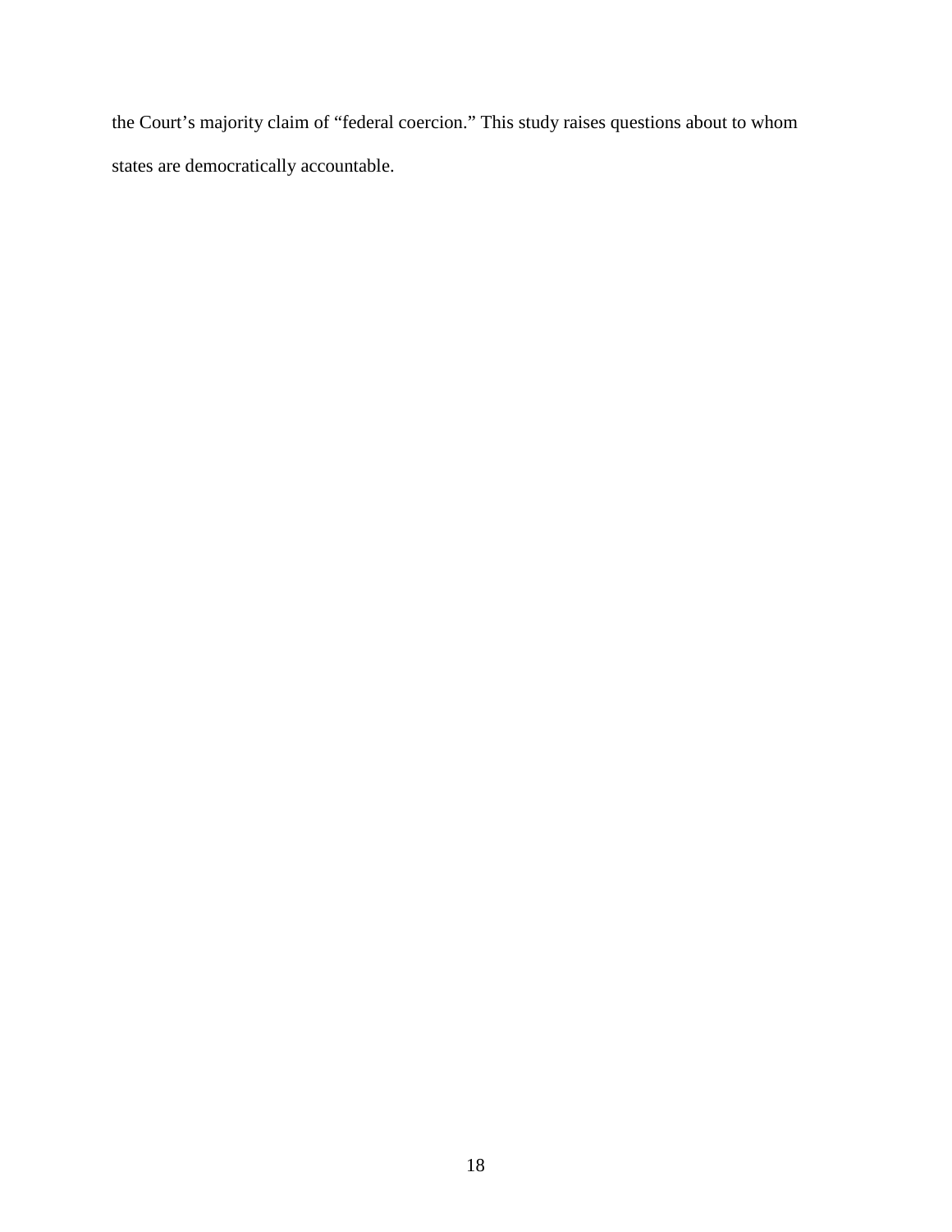the Court's majority claim of "federal coercion." This study raises questions about to whom states are democratically accountable.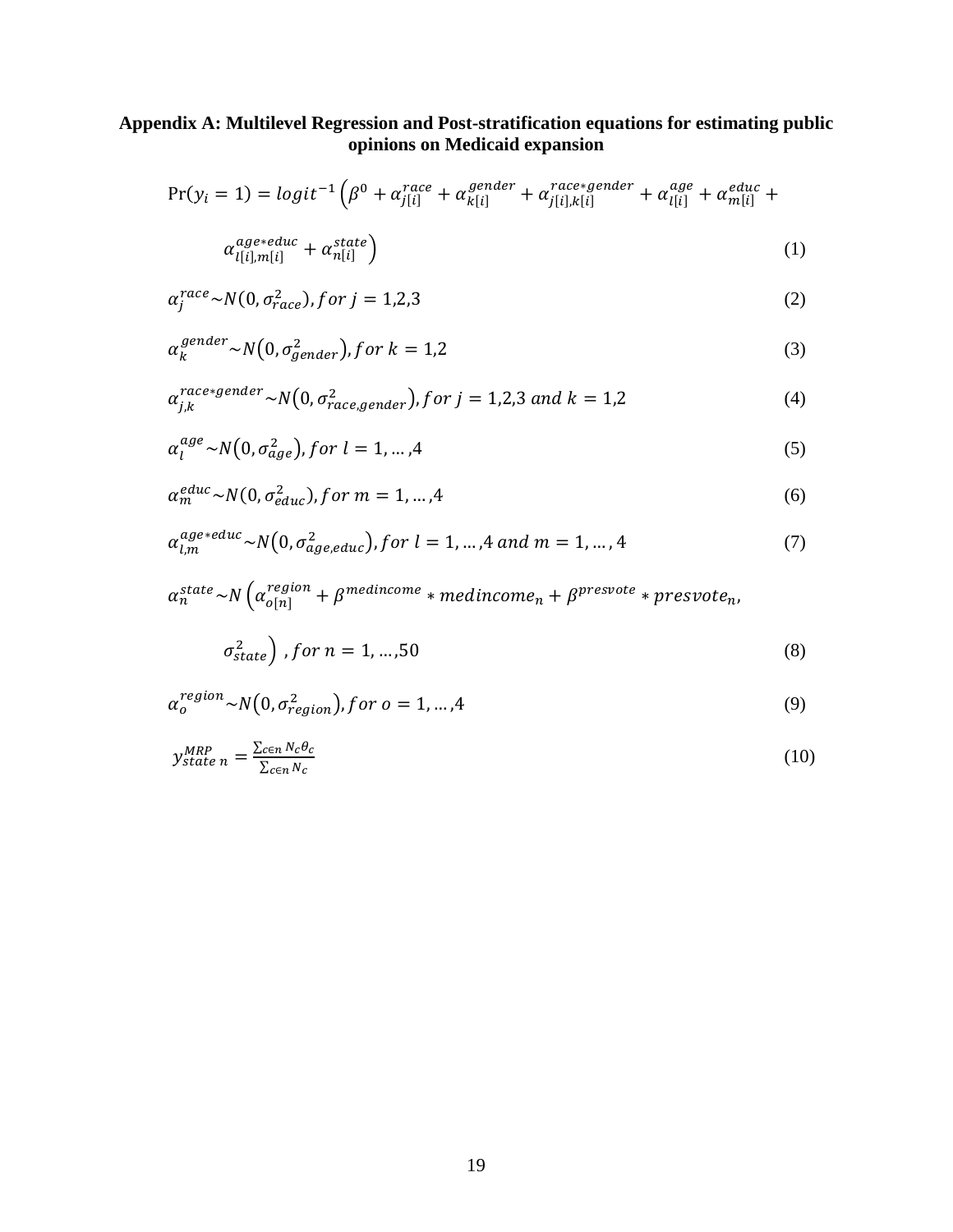**Appendix A: Multilevel Regression and Post-stratification equations for estimating public opinions on Medicaid expansion**

$$\Pr(y_i = 1) = logit^{-1}\left(\beta^0 + \alpha_{j[i]}^{race} + \alpha_{k[i]}^{gender} + \alpha_{j[i],k[i]}^{race*gender} + \alpha_{l[i]}^{age} + \alpha_{m[i]}^{educ} + \alpha_{l[i],m[i]}^{age*educ} + \alpha_{n[i]}^{state}\right) \quad (1)$$

$$\alpha_j^{race} \sim N(0, \sigma_{race}^2), for\ j = 1,2,3 \quad (2)$$

$$\alpha_k^{gender} \sim N\left(0, \sigma_{gender}^2\right), for\ k = 1,2 \quad (3)$$

$$\alpha_{j,k}^{race*gender} \sim N\left(0, \sigma_{race,gender}^2\right), for\ j = 1,2,3\ and\ k = 1,2 \quad (4)$$

$$\alpha_l^{age} \sim N\left(0, \sigma_{age}^2\right), for\ l = 1, \ldots, 4 \quad (5)$$

$$\alpha_m^{educ} \sim N(0, \sigma_{educ}^2), for\ m = 1, \ldots, 4 \quad (6)$$

$$\alpha_{l,m}^{age*educ} \sim N\left(0, \sigma_{age,educ}^2\right), for\ l = 1, \ldots, 4\ and\ m = 1, \ldots, 4 \quad (7)$$

$$\alpha_n^{state} \sim N\left(\alpha_{o[n]}^{region} + \beta^{medincome} * medincome_n + \beta^{presvote} * presvote_n, \sigma_{state}^2\right), for\ n = 1, \ldots, 50 \quad (8)$$

$$\alpha_o^{region} \sim N\left(0, \sigma_{region}^2\right), for\ o = 1, \ldots, 4 \quad (9)$$

$$y_{state\ n}^{MRP} = \frac{\sum_{c \in n} N_c \theta_c}{\sum_{c \in n} N_c} \quad (10)$$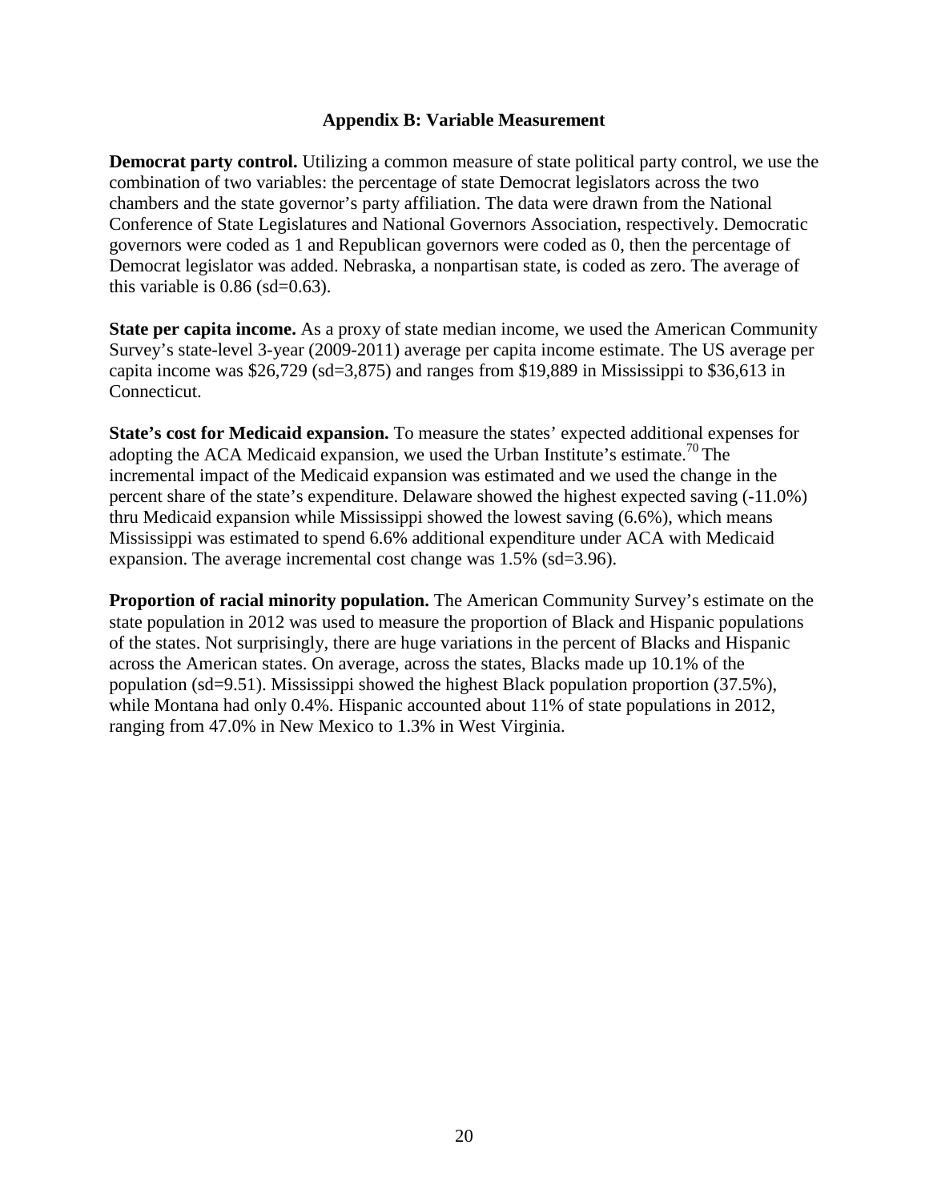## Appendix B: Variable Measurement

**Democrat party control.** Utilizing a common measure of state political party control, we use the combination of two variables: the percentage of state Democrat legislators across the two chambers and the state governor's party affiliation. The data were drawn from the National Conference of State Legislatures and National Governors Association, respectively. Democratic governors were coded as 1 and Republican governors were coded as 0, then the percentage of Democrat legislator was added. Nebraska, a nonpartisan state, is coded as zero. The average of this variable is 0.86 (sd=0.63).

**State per capita income.** As a proxy of state median income, we used the American Community Survey's state-level 3-year (2009-2011) average per capita income estimate. The US average per capita income was $26,729 (sd=3,875) and ranges from $19,889 in Mississippi to $36,613 in Connecticut.

**State's cost for Medicaid expansion.** To measure the states' expected additional expenses for adopting the ACA Medicaid expansion, we used the Urban Institute's estimate.[70] The incremental impact of the Medicaid expansion was estimated and we used the change in the percent share of the state's expenditure. Delaware showed the highest expected saving (-11.0%) thru Medicaid expansion while Mississippi showed the lowest saving (6.6%), which means Mississippi was estimated to spend 6.6% additional expenditure under ACA with Medicaid expansion. The average incremental cost change was 1.5% (sd=3.96).

**Proportion of racial minority population.** The American Community Survey's estimate on the state population in 2012 was used to measure the proportion of Black and Hispanic populations of the states. Not surprisingly, there are huge variations in the percent of Blacks and Hispanic across the American states. On average, across the states, Blacks made up 10.1% of the population (sd=9.51). Mississippi showed the highest Black population proportion (37.5%), while Montana had only 0.4%. Hispanic accounted about 11% of state populations in 2012, ranging from 47.0% in New Mexico to 1.3% in West Virginia.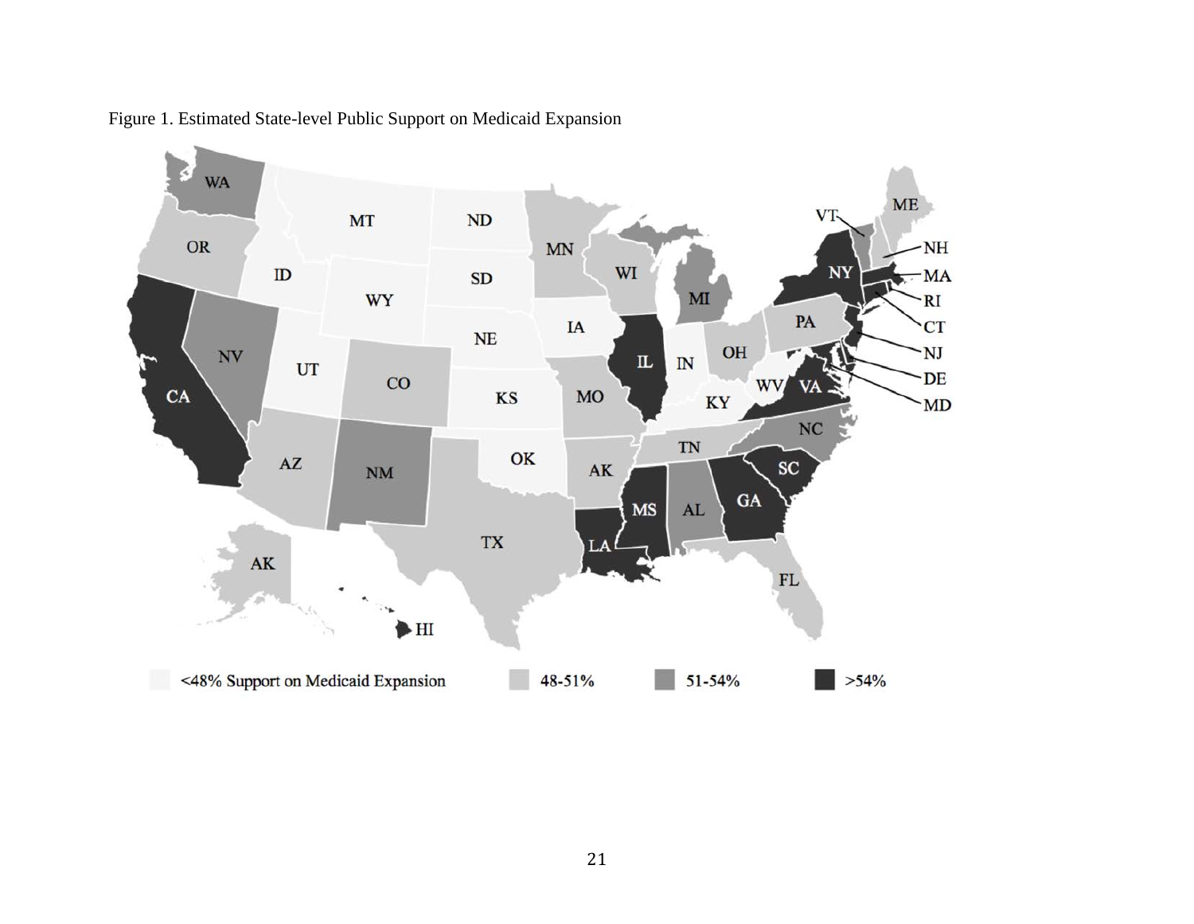Figure 1. Estimated State-level Public Support on Medicaid Expansion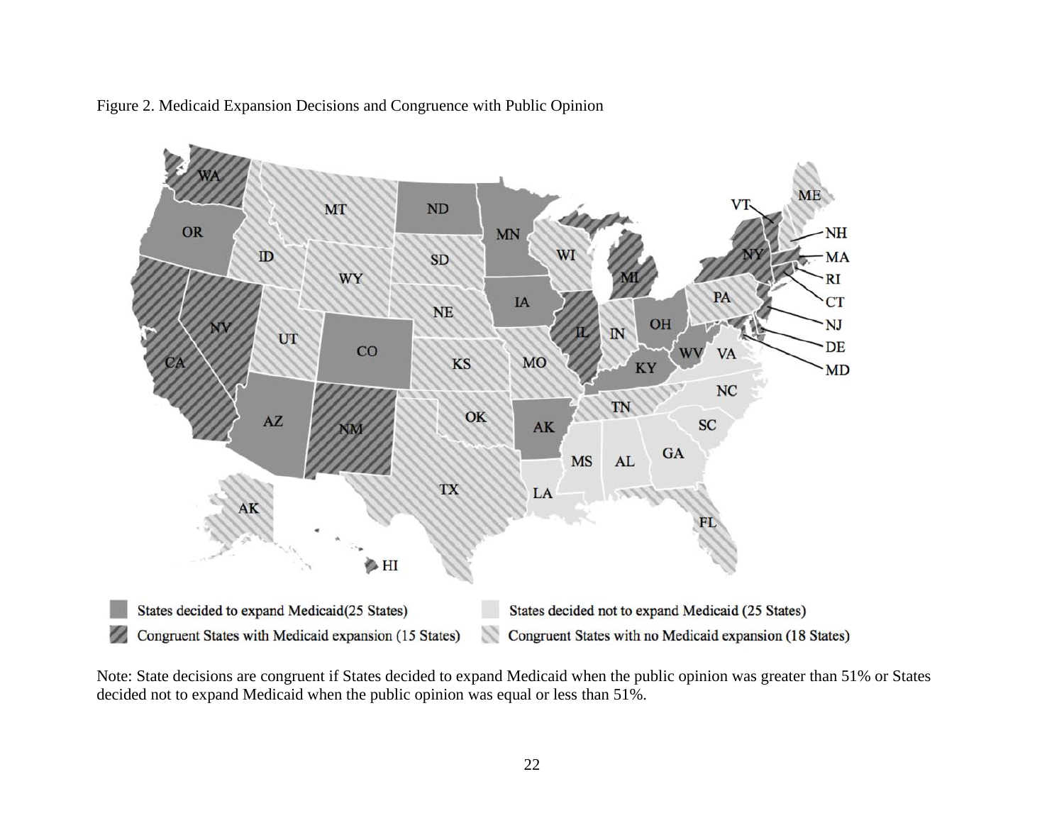Figure 2. Medicaid Expansion Decisions and Congruence with Public Opinion

Note: State decisions are congruent if States decided to expand Medicaid when the public opinion was greater than 51% or States decided not to expand Medicaid when the public opinion was equal or less than 51%.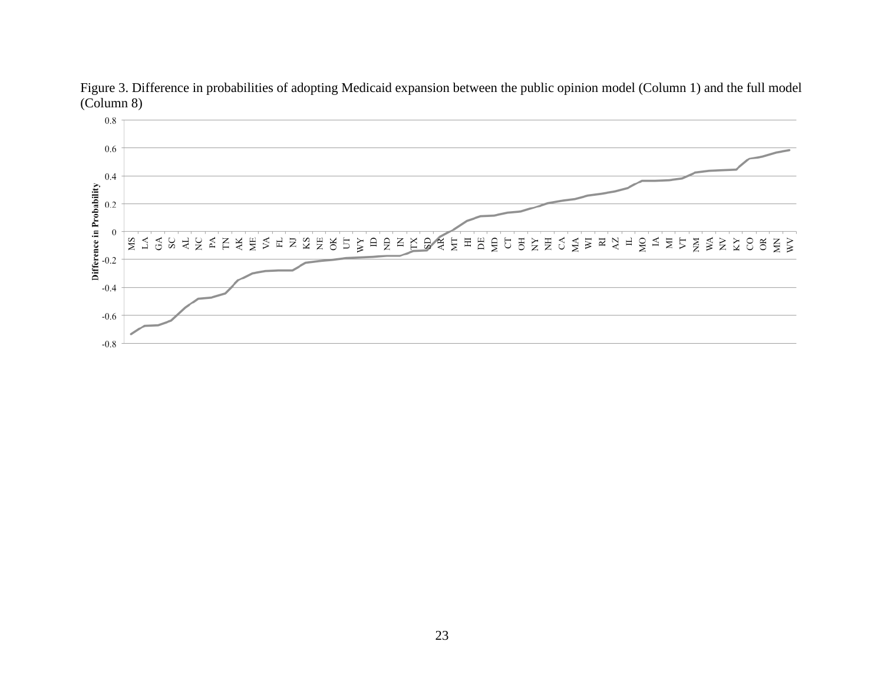Figure 3. Difference in probabilities of adopting Medicaid expansion between the public opinion model (Column 1) and the full model (Column 8)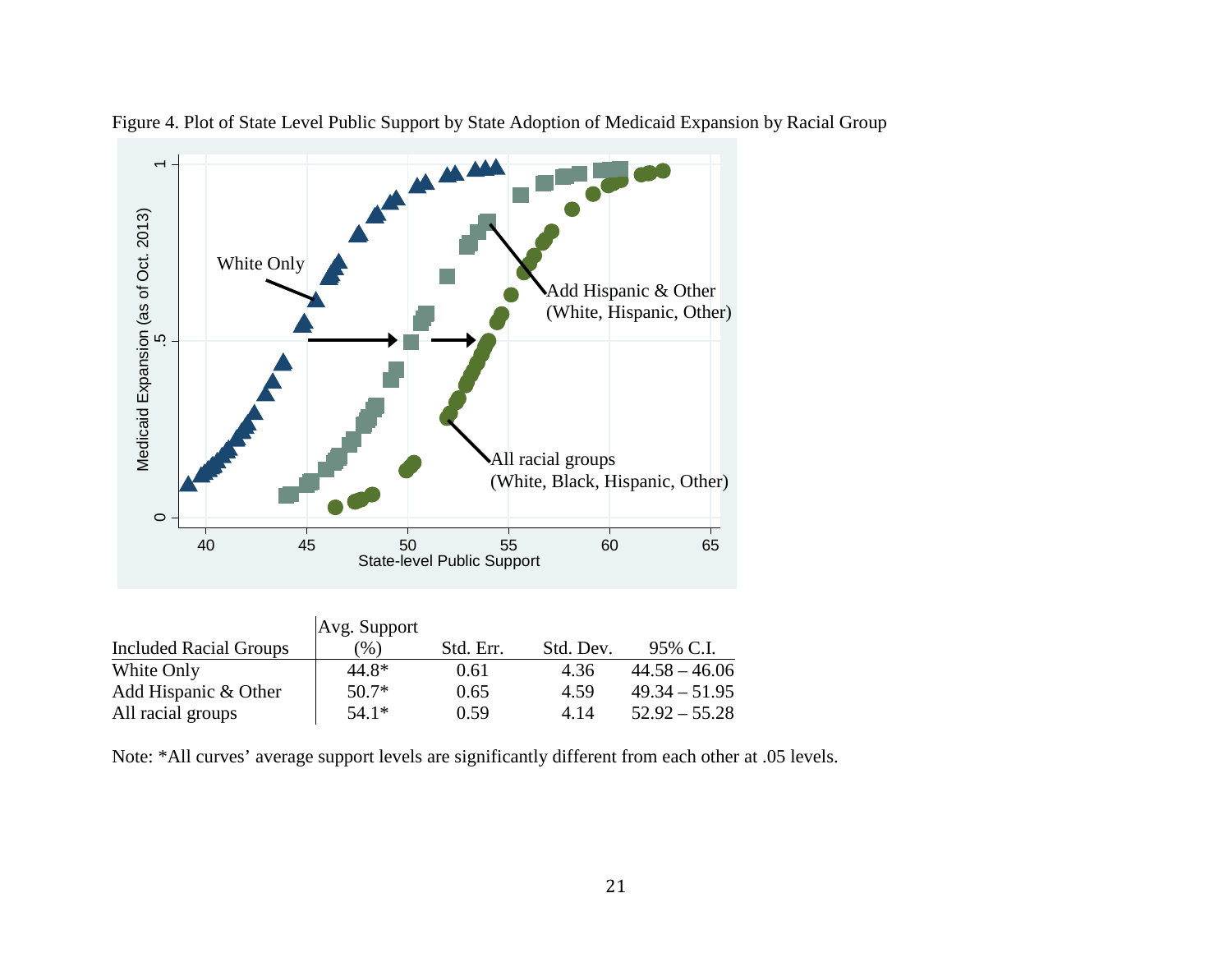Figure 4. Plot of State Level Public Support by State Adoption of Medicaid Expansion by Racial Group

| Included Racial Groups | Avg. Support (%) | Std. Err. | Std. Dev. | 95% C.I. |
|---|---|---|---|---|
| White Only | 44.8* | 0.61 | 4.36 | 44.58 – 46.06 |
| Add Hispanic & Other | 50.7* | 0.65 | 4.59 | 49.34 – 51.95 |
| All racial groups | 54.1* | 0.59 | 4.14 | 52.92 – 55.28 |

Note: *All curves' average support levels are significantly different from each other at .05 levels.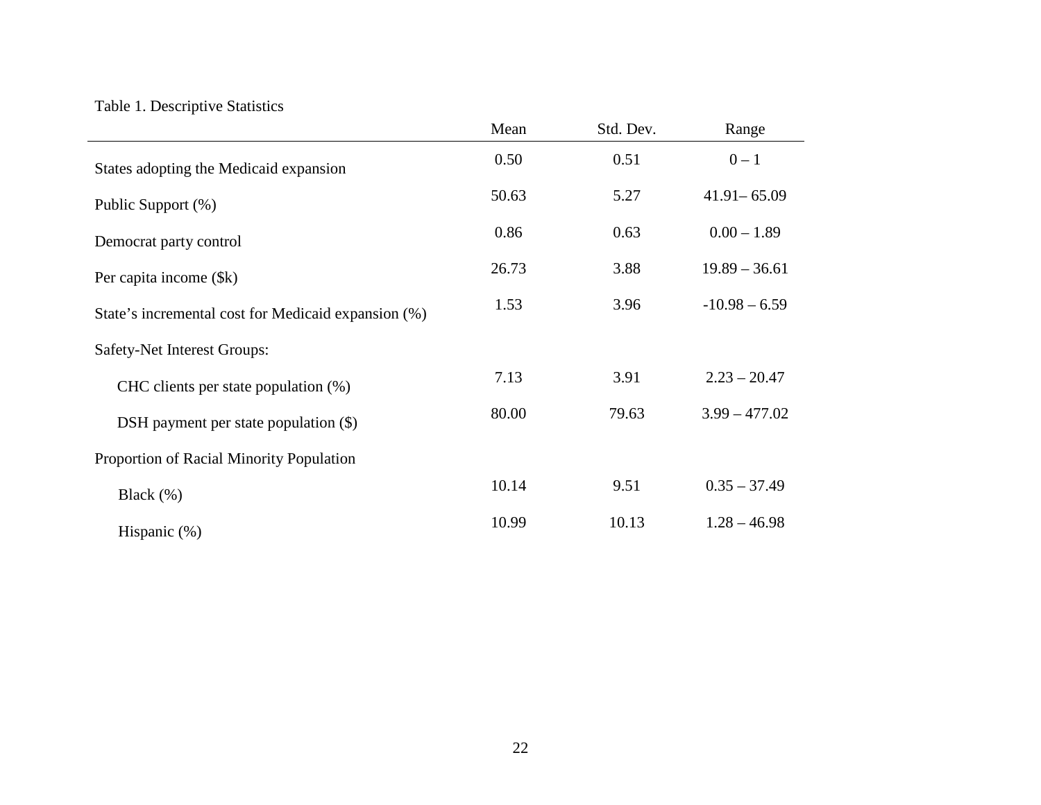Table 1. Descriptive Statistics

| | Mean | Std. Dev. | Range |
|---|---|---|---|
| States adopting the Medicaid expansion | 0.50 | 0.51 | 0 – 1 |
| Public Support (%) | 50.63 | 5.27 | 41.91– 65.09 |
| Democrat party control | 0.86 | 0.63 | 0.00 – 1.89 |
| Per capita income ($k) | 26.73 | 3.88 | 19.89 – 36.61 |
| State's incremental cost for Medicaid expansion (%) | 1.53 | 3.96 | -10.98 – 6.59 |
| Safety-Net Interest Groups: | | | |
| CHC clients per state population (%) | 7.13 | 3.91 | 2.23 – 20.47 |
| DSH payment per state population ($) | 80.00 | 79.63 | 3.99 – 477.02 |
| Proportion of Racial Minority Population | | | |
| Black (%) | 10.14 | 9.51 | 0.35 – 37.49 |
| Hispanic (%) | 10.99 | 10.13 | 1.28 – 46.98 |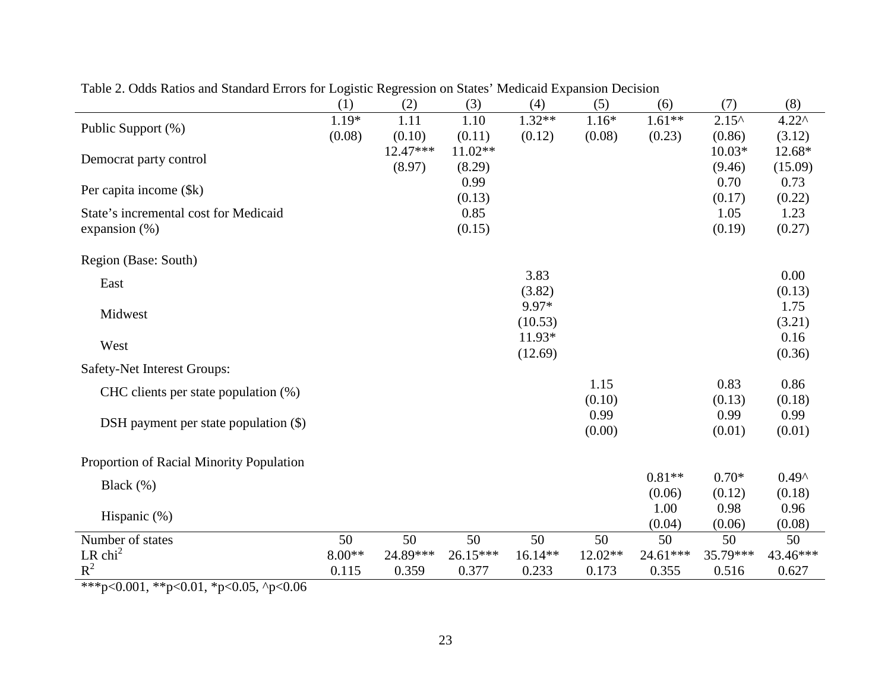Table 2. Odds Ratios and Standard Errors for Logistic Regression on States' Medicaid Expansion Decision

| | (1) | (2) | (3) | (4) | (5) | (6) | (7) | (8) |
|---|---|---|---|---|---|---|---|---|
| Public Support (%) | 1.19* | 1.11 | 1.10 | 1.32** | 1.16* | 1.61** | 2.15^ | 4.22^ |
| | (0.08) | (0.10) | (0.11) | (0.12) | (0.08) | (0.23) | (0.86) | (3.12) |
| Democrat party control | | 12.47*** | 11.02** | | | | 10.03* | 12.68* |
| | | (8.97) | (8.29) | | | | (9.46) | (15.09) |
| Per capita income ($k) | | | 0.99 | | | | 0.70 | 0.73 |
| | | | (0.13) | | | | (0.17) | (0.22) |
| State's incremental cost for Medicaid expansion (%) | | | 0.85 | | | | 1.05 | 1.23 |
| | | | (0.15) | | | | (0.19) | (0.27) |
| Region (Base: South) | | | | | | | | |
| East | | | | 3.83 | | | | 0.00 |
| | | | | (3.82) | | | | (0.13) |
| Midwest | | | | 9.97* | | | | 1.75 |
| | | | | (10.53) | | | | (3.21) |
| West | | | | 11.93* | | | | 0.16 |
| | | | | (12.69) | | | | (0.36) |
| Safety-Net Interest Groups: | | | | | | | | |
| CHC clients per state population (%) | | | | | 1.15 | | 0.83 | 0.86 |
| | | | | | (0.10) | | (0.13) | (0.18) |
| DSH payment per state population ($) | | | | | 0.99 | | 0.99 | 0.99 |
| | | | | | (0.00) | | (0.01) | (0.01) |
| Proportion of Racial Minority Population | | | | | | | | |
| Black (%) | | | | | | 0.81** | 0.70* | 0.49^ |
| | | | | | | (0.06) | (0.12) | (0.18) |
| Hispanic (%) | | | | | | 1.00 | 0.98 | 0.96 |
| | | | | | | (0.04) | (0.06) | (0.08) |
| Number of states | 50 | 50 | 50 | 50 | 50 | 50 | 50 | 50 |
| LR $chi^2$ | 8.00** | 24.89*** | 26.15*** | 16.14** | 12.02** | 24.61*** | 35.79*** | 43.46*** |
| $R^2$ | 0.115 | 0.359 | 0.377 | 0.233 | 0.173 | 0.355 | 0.516 | 0.627 |

***p<0.001, **p<0.01, *p<0.05, ^p<0.06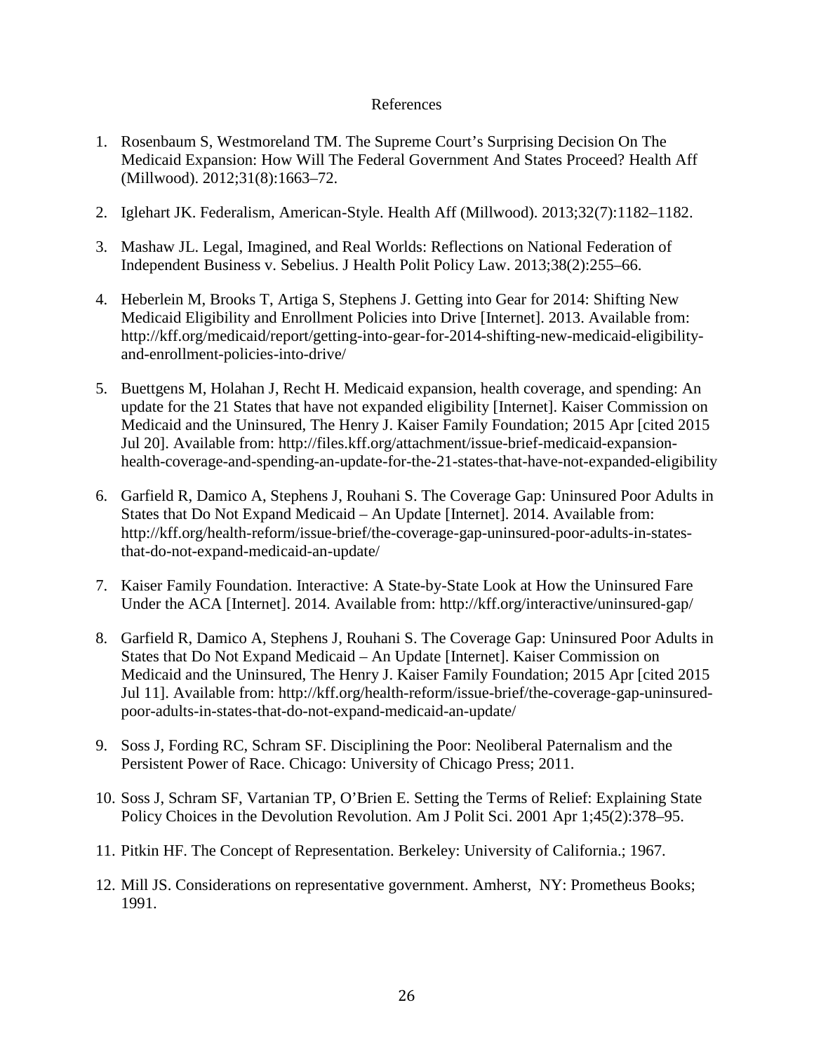# References

1. Rosenbaum S, Westmoreland TM. The Supreme Court's Surprising Decision On The Medicaid Expansion: How Will The Federal Government And States Proceed? Health Aff (Millwood). 2012;31(8):1663–72.

2. Iglehart JK. Federalism, American-Style. Health Aff (Millwood). 2013;32(7):1182–1182.

3. Mashaw JL. Legal, Imagined, and Real Worlds: Reflections on National Federation of Independent Business v. Sebelius. J Health Polit Policy Law. 2013;38(2):255–66.

4. Heberlein M, Brooks T, Artiga S, Stephens J. Getting into Gear for 2014: Shifting New Medicaid Eligibility and Enrollment Policies into Drive [Internet]. 2013. Available from: http://kff.org/medicaid/report/getting-into-gear-for-2014-shifting-new-medicaid-eligibility-and-enrollment-policies-into-drive/

5. Buettgens M, Holahan J, Recht H. Medicaid expansion, health coverage, and spending: An update for the 21 States that have not expanded eligibility [Internet]. Kaiser Commission on Medicaid and the Uninsured, The Henry J. Kaiser Family Foundation; 2015 Apr [cited 2015 Jul 20]. Available from: http://files.kff.org/attachment/issue-brief-medicaid-expansion-health-coverage-and-spending-an-update-for-the-21-states-that-have-not-expanded-eligibility

6. Garfield R, Damico A, Stephens J, Rouhani S. The Coverage Gap: Uninsured Poor Adults in States that Do Not Expand Medicaid – An Update [Internet]. 2014. Available from: http://kff.org/health-reform/issue-brief/the-coverage-gap-uninsured-poor-adults-in-states-that-do-not-expand-medicaid-an-update/

7. Kaiser Family Foundation. Interactive: A State-by-State Look at How the Uninsured Fare Under the ACA [Internet]. 2014. Available from: http://kff.org/interactive/uninsured-gap/

8. Garfield R, Damico A, Stephens J, Rouhani S. The Coverage Gap: Uninsured Poor Adults in States that Do Not Expand Medicaid – An Update [Internet]. Kaiser Commission on Medicaid and the Uninsured, The Henry J. Kaiser Family Foundation; 2015 Apr [cited 2015 Jul 11]. Available from: http://kff.org/health-reform/issue-brief/the-coverage-gap-uninsured-poor-adults-in-states-that-do-not-expand-medicaid-an-update/

9. Soss J, Fording RC, Schram SF. Disciplining the Poor: Neoliberal Paternalism and the Persistent Power of Race. Chicago: University of Chicago Press; 2011.

10. Soss J, Schram SF, Vartanian TP, O'Brien E. Setting the Terms of Relief: Explaining State Policy Choices in the Devolution Revolution. Am J Polit Sci. 2001 Apr 1;45(2):378–95.

11. Pitkin HF. The Concept of Representation. Berkeley: University of California.; 1967.

12. Mill JS. Considerations on representative government. Amherst, NY: Prometheus Books; 1991.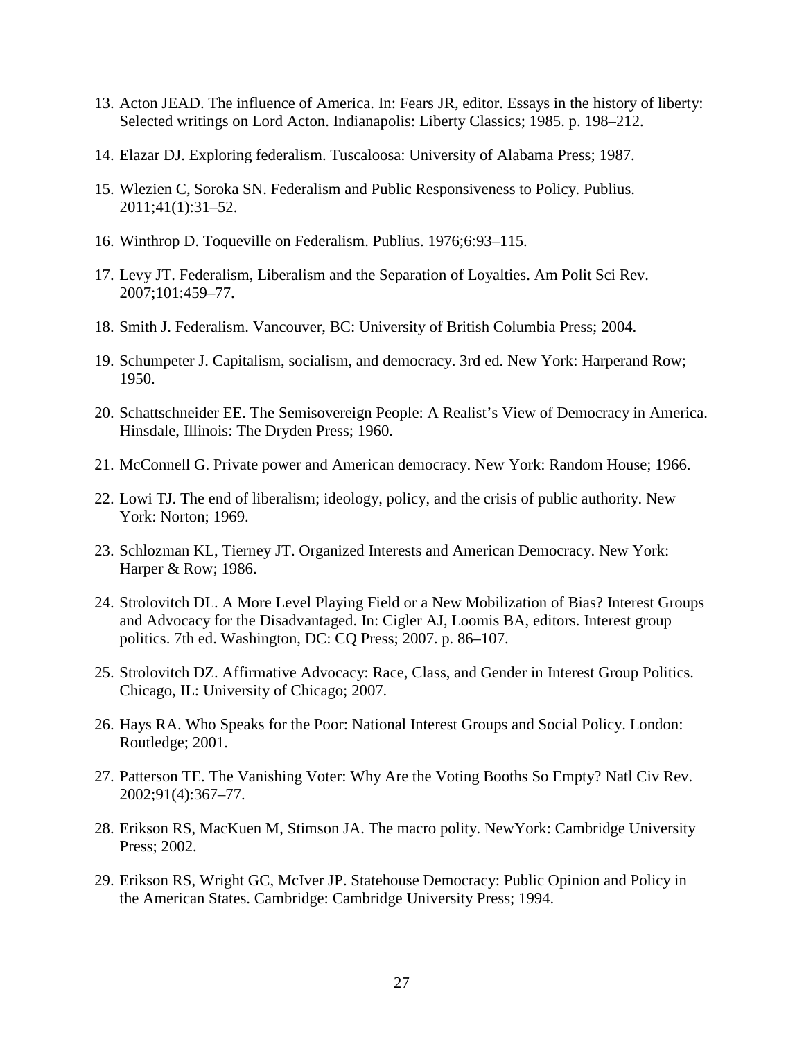13. Acton JEAD. The influence of America. In: Fears JR, editor. Essays in the history of liberty: Selected writings on Lord Acton. Indianapolis: Liberty Classics; 1985. p. 198–212.
14. Elazar DJ. Exploring federalism. Tuscaloosa: University of Alabama Press; 1987.
15. Wlezien C, Soroka SN. Federalism and Public Responsiveness to Policy. Publius. 2011;41(1):31–52.
16. Winthrop D. Toqueville on Federalism. Publius. 1976;6:93–115.
17. Levy JT. Federalism, Liberalism and the Separation of Loyalties. Am Polit Sci Rev. 2007;101:459–77.
18. Smith J. Federalism. Vancouver, BC: University of British Columbia Press; 2004.
19. Schumpeter J. Capitalism, socialism, and democracy. 3rd ed. New York: Harperand Row; 1950.
20. Schattschneider EE. The Semisovereign People: A Realist's View of Democracy in America. Hinsdale, Illinois: The Dryden Press; 1960.
21. McConnell G. Private power and American democracy. New York: Random House; 1966.
22. Lowi TJ. The end of liberalism; ideology, policy, and the crisis of public authority. New York: Norton; 1969.
23. Schlozman KL, Tierney JT. Organized Interests and American Democracy. New York: Harper & Row; 1986.
24. Strolovitch DL. A More Level Playing Field or a New Mobilization of Bias? Interest Groups and Advocacy for the Disadvantaged. In: Cigler AJ, Loomis BA, editors. Interest group politics. 7th ed. Washington, DC: CQ Press; 2007. p. 86–107.
25. Strolovitch DZ. Affirmative Advocacy: Race, Class, and Gender in Interest Group Politics. Chicago, IL: University of Chicago; 2007.
26. Hays RA. Who Speaks for the Poor: National Interest Groups and Social Policy. London: Routledge; 2001.
27. Patterson TE. The Vanishing Voter: Why Are the Voting Booths So Empty? Natl Civ Rev. 2002;91(4):367–77.
28. Erikson RS, MacKuen M, Stimson JA. The macro polity. NewYork: Cambridge University Press; 2002.
29. Erikson RS, Wright GC, McIver JP. Statehouse Democracy: Public Opinion and Policy in the American States. Cambridge: Cambridge University Press; 1994.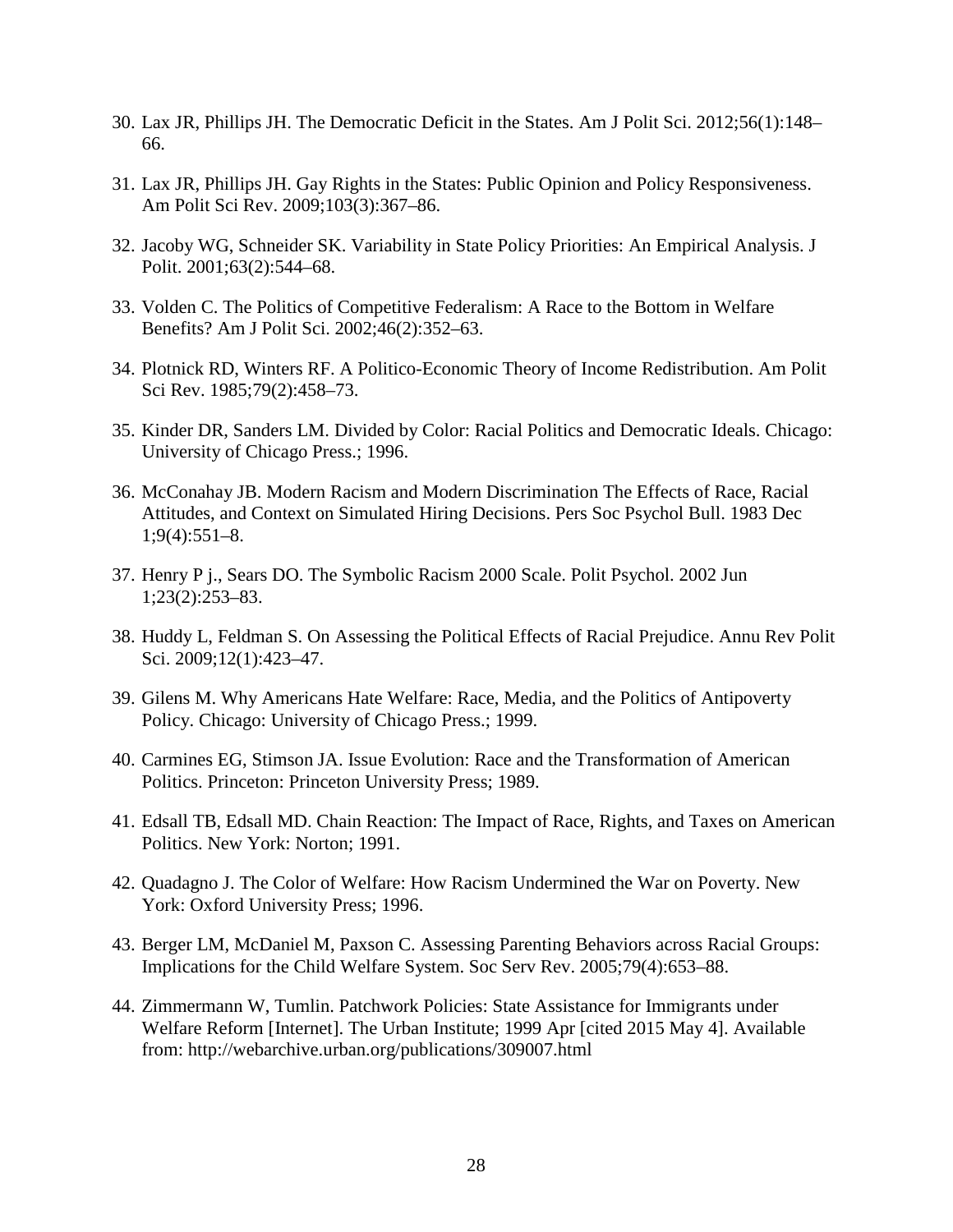30. Lax JR, Phillips JH. The Democratic Deficit in the States. Am J Polit Sci. 2012;56(1):148–66.

31. Lax JR, Phillips JH. Gay Rights in the States: Public Opinion and Policy Responsiveness. Am Polit Sci Rev. 2009;103(3):367–86.

32. Jacoby WG, Schneider SK. Variability in State Policy Priorities: An Empirical Analysis. J Polit. 2001;63(2):544–68.

33. Volden C. The Politics of Competitive Federalism: A Race to the Bottom in Welfare Benefits? Am J Polit Sci. 2002;46(2):352–63.

34. Plotnick RD, Winters RF. A Politico-Economic Theory of Income Redistribution. Am Polit Sci Rev. 1985;79(2):458–73.

35. Kinder DR, Sanders LM. Divided by Color: Racial Politics and Democratic Ideals. Chicago: University of Chicago Press.; 1996.

36. McConahay JB. Modern Racism and Modern Discrimination The Effects of Race, Racial Attitudes, and Context on Simulated Hiring Decisions. Pers Soc Psychol Bull. 1983 Dec 1;9(4):551–8.

37. Henry P j., Sears DO. The Symbolic Racism 2000 Scale. Polit Psychol. 2002 Jun 1;23(2):253–83.

38. Huddy L, Feldman S. On Assessing the Political Effects of Racial Prejudice. Annu Rev Polit Sci. 2009;12(1):423–47.

39. Gilens M. Why Americans Hate Welfare: Race, Media, and the Politics of Antipoverty Policy. Chicago: University of Chicago Press.; 1999.

40. Carmines EG, Stimson JA. Issue Evolution: Race and the Transformation of American Politics. Princeton: Princeton University Press; 1989.

41. Edsall TB, Edsall MD. Chain Reaction: The Impact of Race, Rights, and Taxes on American Politics. New York: Norton; 1991.

42. Quadagno J. The Color of Welfare: How Racism Undermined the War on Poverty. New York: Oxford University Press; 1996.

43. Berger LM, McDaniel M, Paxson C. Assessing Parenting Behaviors across Racial Groups: Implications for the Child Welfare System. Soc Serv Rev. 2005;79(4):653–88.

44. Zimmermann W, Tumlin. Patchwork Policies: State Assistance for Immigrants under Welfare Reform [Internet]. The Urban Institute; 1999 Apr [cited 2015 May 4]. Available from: http://webarchive.urban.org/publications/309007.html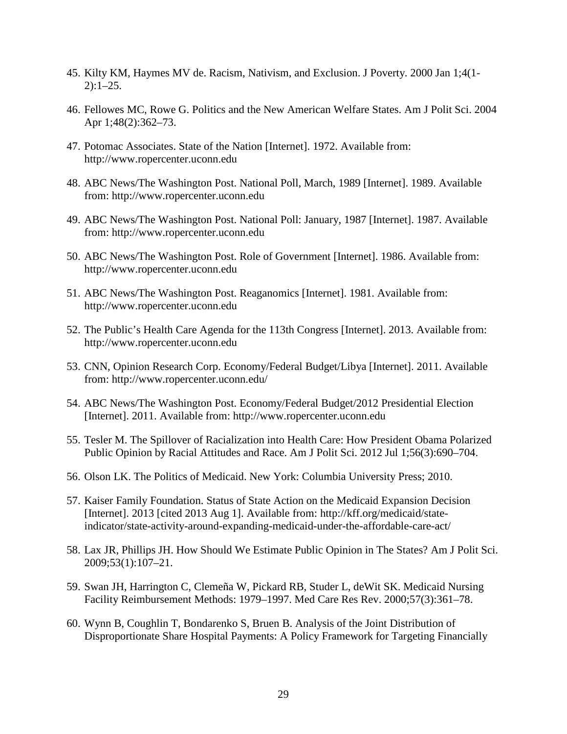45. Kilty KM, Haymes MV de. Racism, Nativism, and Exclusion. J Poverty. 2000 Jan 1;4(1-2):1–25.

46. Fellowes MC, Rowe G. Politics and the New American Welfare States. Am J Polit Sci. 2004 Apr 1;48(2):362–73.

47. Potomac Associates. State of the Nation [Internet]. 1972. Available from: http://www.ropercenter.uconn.edu

48. ABC News/The Washington Post. National Poll, March, 1989 [Internet]. 1989. Available from: http://www.ropercenter.uconn.edu

49. ABC News/The Washington Post. National Poll: January, 1987 [Internet]. 1987. Available from: http://www.ropercenter.uconn.edu

50. ABC News/The Washington Post. Role of Government [Internet]. 1986. Available from: http://www.ropercenter.uconn.edu

51. ABC News/The Washington Post. Reaganomics [Internet]. 1981. Available from: http://www.ropercenter.uconn.edu

52. The Public's Health Care Agenda for the 113th Congress [Internet]. 2013. Available from: http://www.ropercenter.uconn.edu

53. CNN, Opinion Research Corp. Economy/Federal Budget/Libya [Internet]. 2011. Available from: http://www.ropercenter.uconn.edu/

54. ABC News/The Washington Post. Economy/Federal Budget/2012 Presidential Election [Internet]. 2011. Available from: http://www.ropercenter.uconn.edu

55. Tesler M. The Spillover of Racialization into Health Care: How President Obama Polarized Public Opinion by Racial Attitudes and Race. Am J Polit Sci. 2012 Jul 1;56(3):690–704.

56. Olson LK. The Politics of Medicaid. New York: Columbia University Press; 2010.

57. Kaiser Family Foundation. Status of State Action on the Medicaid Expansion Decision [Internet]. 2013 [cited 2013 Aug 1]. Available from: http://kff.org/medicaid/state-indicator/state-activity-around-expanding-medicaid-under-the-affordable-care-act/

58. Lax JR, Phillips JH. How Should We Estimate Public Opinion in The States? Am J Polit Sci. 2009;53(1):107–21.

59. Swan JH, Harrington C, Clemeña W, Pickard RB, Studer L, deWit SK. Medicaid Nursing Facility Reimbursement Methods: 1979–1997. Med Care Res Rev. 2000;57(3):361–78.

60. Wynn B, Coughlin T, Bondarenko S, Bruen B. Analysis of the Joint Distribution of Disproportionate Share Hospital Payments: A Policy Framework for Targeting Financially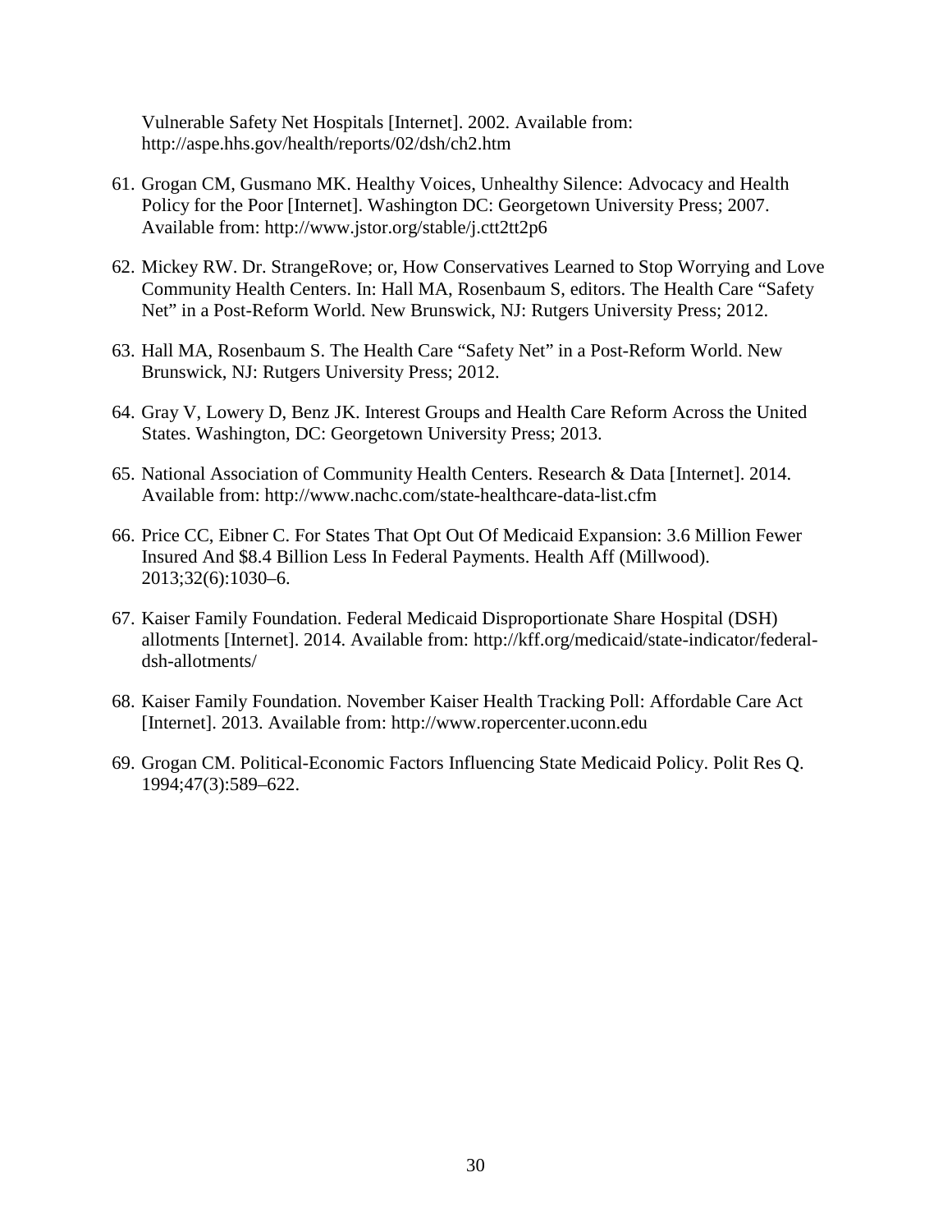Vulnerable Safety Net Hospitals [Internet]. 2002. Available from: http://aspe.hhs.gov/health/reports/02/dsh/ch2.htm

61. Grogan CM, Gusmano MK. Healthy Voices, Unhealthy Silence: Advocacy and Health Policy for the Poor [Internet]. Washington DC: Georgetown University Press; 2007. Available from: http://www.jstor.org/stable/j.ctt2tt2p6

62. Mickey RW. Dr. StrangeRove; or, How Conservatives Learned to Stop Worrying and Love Community Health Centers. In: Hall MA, Rosenbaum S, editors. The Health Care "Safety Net" in a Post-Reform World. New Brunswick, NJ: Rutgers University Press; 2012.

63. Hall MA, Rosenbaum S. The Health Care "Safety Net" in a Post-Reform World. New Brunswick, NJ: Rutgers University Press; 2012.

64. Gray V, Lowery D, Benz JK. Interest Groups and Health Care Reform Across the United States. Washington, DC: Georgetown University Press; 2013.

65. National Association of Community Health Centers. Research & Data [Internet]. 2014. Available from: http://www.nachc.com/state-healthcare-data-list.cfm

66. Price CC, Eibner C. For States That Opt Out Of Medicaid Expansion: 3.6 Million Fewer Insured And $8.4 Billion Less In Federal Payments. Health Aff (Millwood). 2013;32(6):1030–6.

67. Kaiser Family Foundation. Federal Medicaid Disproportionate Share Hospital (DSH) allotments [Internet]. 2014. Available from: http://kff.org/medicaid/state-indicator/federal-dsh-allotments/

68. Kaiser Family Foundation. November Kaiser Health Tracking Poll: Affordable Care Act [Internet]. 2013. Available from: http://www.ropercenter.uconn.edu

69. Grogan CM. Political-Economic Factors Influencing State Medicaid Policy. Polit Res Q. 1994;47(3):589–622.